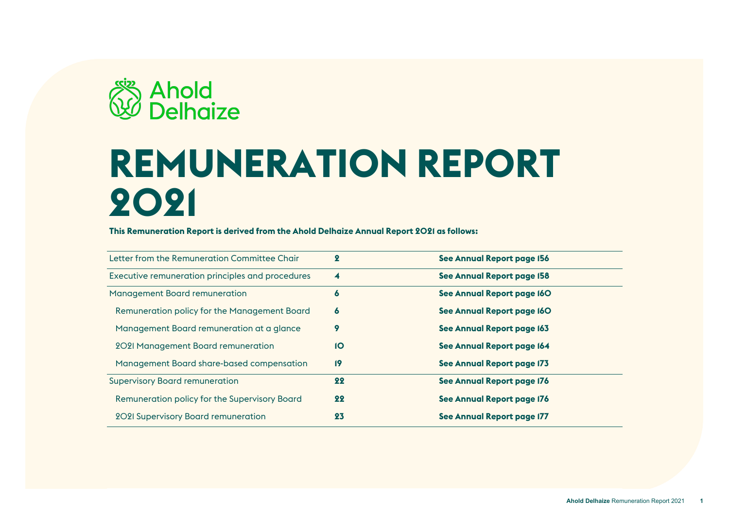Ahold Delhaize

# REMUNERATION REPORT 2021

**This Remuneration Report is derived from the Ahold Delhaize Annual Report 2021 as follows:**

| | | |
|---|---|---|
| Letter from the Remuneration Committee Chair | **2** | **See Annual Report page 156** |
| Executive remuneration principles and procedures | **4** | **See Annual Report page 158** |
| Management Board remuneration | **6** | **See Annual Report page 160** |
| Remuneration policy for the Management Board | **6** | **See Annual Report page 160** |
| Management Board remuneration at a glance | **9** | **See Annual Report page 163** |
| 2021 Management Board remuneration | **10** | **See Annual Report page 164** |
| Management Board share-based compensation | **19** | **See Annual Report page 173** |
| Supervisory Board remuneration | **22** | **See Annual Report page 176** |
| Remuneration policy for the Supervisory Board | **22** | **See Annual Report page 176** |
| 2021 Supervisory Board remuneration | **23** | **See Annual Report page 177** |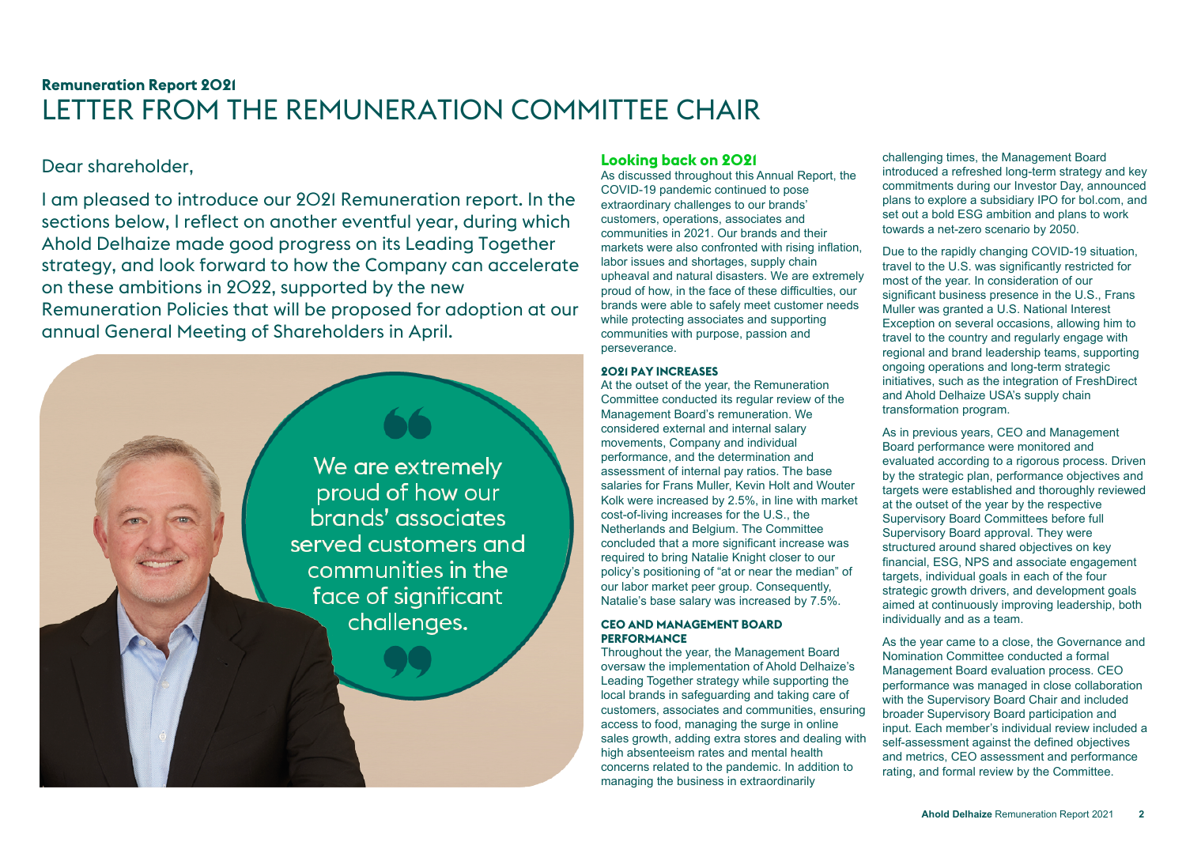**Remuneration Report 2021**

# LETTER FROM THE REMUNERATION COMMITTEE CHAIR

Dear shareholder,

I am pleased to introduce our 2021 Remuneration report. In the sections below, I reflect on another eventful year, during which Ahold Delhaize made good progress on its Leading Together strategy, and look forward to how the Company can accelerate on these ambitions in 2022, supported by the new Remuneration Policies that will be proposed for adoption at our annual General Meeting of Shareholders in April.

> We are extremely proud of how our brands' associates served customers and communities in the face of significant challenges.

## Looking back on 2021

As discussed throughout this Annual Report, the COVID-19 pandemic continued to pose extraordinary challenges to our brands' customers, operations, associates and communities in 2021. Our brands and their markets were also confronted with rising inflation, labor issues and shortages, supply chain upheaval and natural disasters. We are extremely proud of how, in the face of these difficulties, our brands were able to safely meet customer needs while protecting associates and supporting communities with purpose, passion and perseverance.

### 2021 PAY INCREASES

At the outset of the year, the Remuneration Committee conducted its regular review of the Management Board's remuneration. We considered external and internal salary movements, Company and individual performance, and the determination and assessment of internal pay ratios. The base salaries for Frans Muller, Kevin Holt and Wouter Kolk were increased by 2.5%, in line with market cost-of-living increases for the U.S., the Netherlands and Belgium. The Committee concluded that a more significant increase was required to bring Natalie Knight closer to our policy's positioning of "at or near the median" of our labor market peer group. Consequently, Natalie's base salary was increased by 7.5%.

### CEO AND MANAGEMENT BOARD PERFORMANCE

Throughout the year, the Management Board oversaw the implementation of Ahold Delhaize's Leading Together strategy while supporting the local brands in safeguarding and taking care of customers, associates and communities, ensuring access to food, managing the surge in online sales growth, adding extra stores and dealing with high absenteeism rates and mental health concerns related to the pandemic. In addition to managing the business in extraordinarily challenging times, the Management Board introduced a refreshed long-term strategy and key commitments during our Investor Day, announced plans to explore a subsidiary IPO for bol.com, and set out a bold ESG ambition and plans to work towards a net-zero scenario by 2050.

Due to the rapidly changing COVID-19 situation, travel to the U.S. was significantly restricted for most of the year. In consideration of our significant business presence in the U.S., Frans Muller was granted a U.S. National Interest Exception on several occasions, allowing him to travel to the country and regularly engage with regional and brand leadership teams, supporting ongoing operations and long-term strategic initiatives, such as the integration of FreshDirect and Ahold Delhaize USA's supply chain transformation program.

As in previous years, CEO and Management Board performance were monitored and evaluated according to a rigorous process. Driven by the strategic plan, performance objectives and targets were established and thoroughly reviewed at the outset of the year by the respective Supervisory Board Committees before full Supervisory Board approval. They were structured around shared objectives on key financial, ESG, NPS and associate engagement targets, individual goals in each of the four strategic growth drivers, and development goals aimed at continuously improving leadership, both individually and as a team.

As the year came to a close, the Governance and Nomination Committee conducted a formal Management Board evaluation process. CEO performance was managed in close collaboration with the Supervisory Board Chair and included broader Supervisory Board participation and input. Each member's individual review included a self-assessment against the defined objectives and metrics, CEO assessment and performance rating, and formal review by the Committee.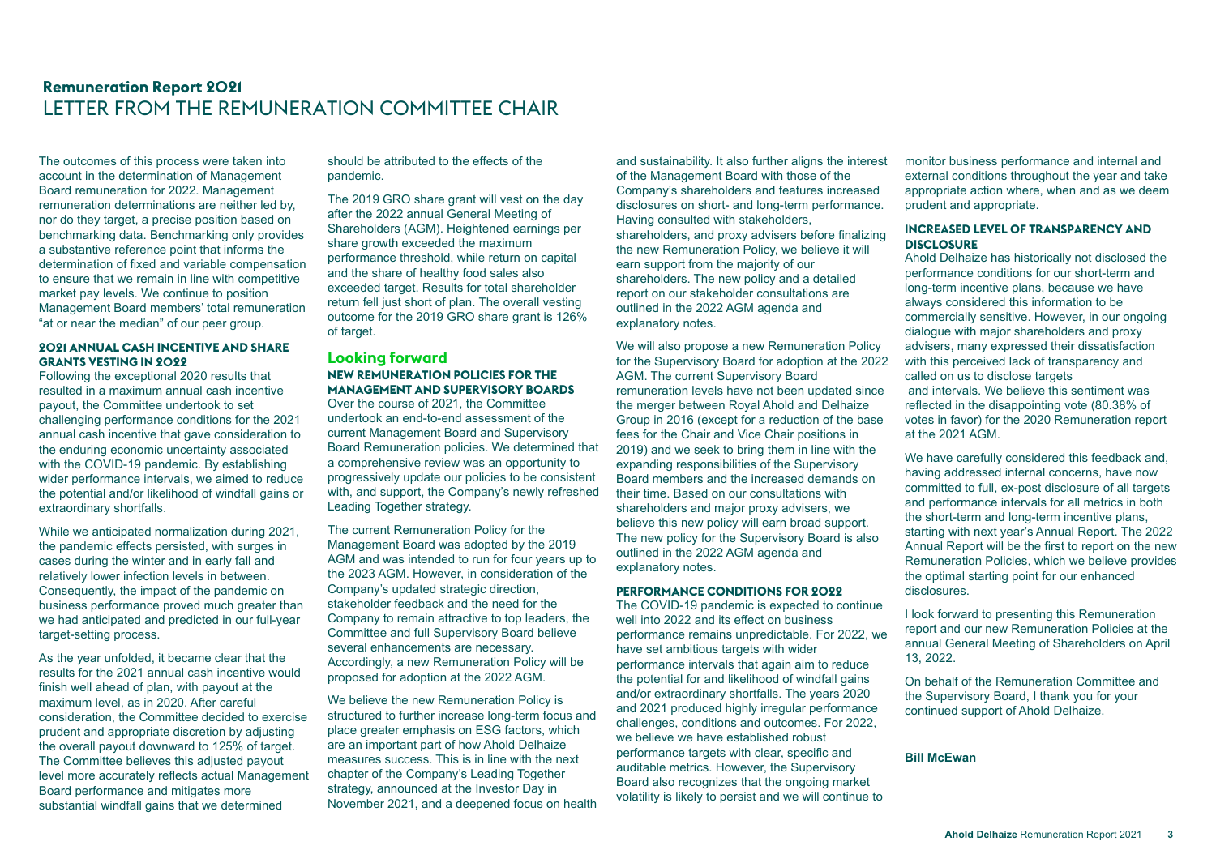# Remuneration Report 2021
## LETTER FROM THE REMUNERATION COMMITTEE CHAIR

The outcomes of this process were taken into account in the determination of Management Board remuneration for 2022. Management remuneration determinations are neither led by, nor do they target, a precise position based on benchmarking data. Benchmarking only provides a substantive reference point that informs the determination of fixed and variable compensation to ensure that we remain in line with competitive market pay levels. We continue to position Management Board members' total remuneration "at or near the median" of our peer group.

#### 2021 ANNUAL CASH INCENTIVE AND SHARE GRANTS VESTING IN 2022

Following the exceptional 2020 results that resulted in a maximum annual cash incentive payout, the Committee undertook to set challenging performance conditions for the 2021 annual cash incentive that gave consideration to the enduring economic uncertainty associated with the COVID-19 pandemic. By establishing wider performance intervals, we aimed to reduce the potential and/or likelihood of windfall gains or extraordinary shortfalls.

While we anticipated normalization during 2021, the pandemic effects persisted, with surges in cases during the winter and in early fall and relatively lower infection levels in between. Consequently, the impact of the pandemic on business performance proved much greater than we had anticipated and predicted in our full-year target-setting process.

As the year unfolded, it became clear that the results for the 2021 annual cash incentive would finish well ahead of plan, with payout at the maximum level, as in 2020. After careful consideration, the Committee decided to exercise prudent and appropriate discretion by adjusting the overall payout downward to 125% of target. The Committee believes this adjusted payout level more accurately reflects actual Management Board performance and mitigates more substantial windfall gains that we determined should be attributed to the effects of the pandemic.

The 2019 GRO share grant will vest on the day after the 2022 annual General Meeting of Shareholders (AGM). Heightened earnings per share growth exceeded the maximum performance threshold, while return on capital and the share of healthy food sales also exceeded target. Results for total shareholder return fell just short of plan. The overall vesting outcome for the 2019 GRO share grant is 126% of target.

### Looking forward

#### NEW REMUNERATION POLICIES FOR THE MANAGEMENT AND SUPERVISORY BOARDS

Over the course of 2021, the Committee undertook an end-to-end assessment of the current Management Board and Supervisory Board Remuneration policies. We determined that a comprehensive review was an opportunity to progressively update our policies to be consistent with, and support, the Company's newly refreshed Leading Together strategy.

The current Remuneration Policy for the Management Board was adopted by the 2019 AGM and was intended to run for four years up to the 2023 AGM. However, in consideration of the Company's updated strategic direction, stakeholder feedback and the need for the Company to remain attractive to top leaders, the Committee and full Supervisory Board believe several enhancements are necessary. Accordingly, a new Remuneration Policy will be proposed for adoption at the 2022 AGM.

We believe the new Remuneration Policy is structured to further increase long-term focus and place greater emphasis on ESG factors, which are an important part of how Ahold Delhaize measures success. This is in line with the next chapter of the Company's Leading Together strategy, announced at the Investor Day in November 2021, and a deepened focus on health and sustainability. It also further aligns the interest of the Management Board with those of the Company's shareholders and features increased disclosures on short- and long-term performance. Having consulted with stakeholders, shareholders, and proxy advisers before finalizing the new Remuneration Policy, we believe it will earn support from the majority of our shareholders. The new policy and a detailed report on our stakeholder consultations are outlined in the 2022 AGM agenda and explanatory notes.

We will also propose a new Remuneration Policy for the Supervisory Board for adoption at the 2022 AGM. The current Supervisory Board remuneration levels have not been updated since the merger between Royal Ahold and Delhaize Group in 2016 (except for a reduction of the base fees for the Chair and Vice Chair positions in 2019) and we seek to bring them in line with the expanding responsibilities of the Supervisory Board members and the increased demands on their time. Based on our consultations with shareholders and major proxy advisers, we believe this new policy will earn broad support. The new policy for the Supervisory Board is also outlined in the 2022 AGM agenda and explanatory notes.

#### PERFORMANCE CONDITIONS FOR 2022

The COVID-19 pandemic is expected to continue well into 2022 and its effect on business performance remains unpredictable. For 2022, we have set ambitious targets with wider performance intervals that again aim to reduce the potential for and likelihood of windfall gains and/or extraordinary shortfalls. The years 2020 and 2021 produced highly irregular performance challenges, conditions and outcomes. For 2022, we believe we have established robust performance targets with clear, specific and auditable metrics. However, the Supervisory Board also recognizes that the ongoing market volatility is likely to persist and we will continue to monitor business performance and internal and external conditions throughout the year and take appropriate action where, when and as we deem prudent and appropriate.

#### INCREASED LEVEL OF TRANSPARENCY AND DISCLOSURE

Ahold Delhaize has historically not disclosed the performance conditions for our short-term and long-term incentive plans, because we have always considered this information to be commercially sensitive. However, in our ongoing dialogue with major shareholders and proxy advisers, many expressed their dissatisfaction with this perceived lack of transparency and called on us to disclose targets and intervals. We believe this sentiment was reflected in the disappointing vote (80.38% of votes in favor) for the 2020 Remuneration report at the 2021 AGM.

We have carefully considered this feedback and, having addressed internal concerns, have now committed to full, ex-post disclosure of all targets and performance intervals for all metrics in both the short-term and long-term incentive plans, starting with next year's Annual Report. The 2022 Annual Report will be the first to report on the new Remuneration Policies, which we believe provides the optimal starting point for our enhanced disclosures.

I look forward to presenting this Remuneration report and our new Remuneration Policies at the annual General Meeting of Shareholders on April 13, 2022.

On behalf of the Remuneration Committee and the Supervisory Board, I thank you for your continued support of Ahold Delhaize.

**Bill McEwan**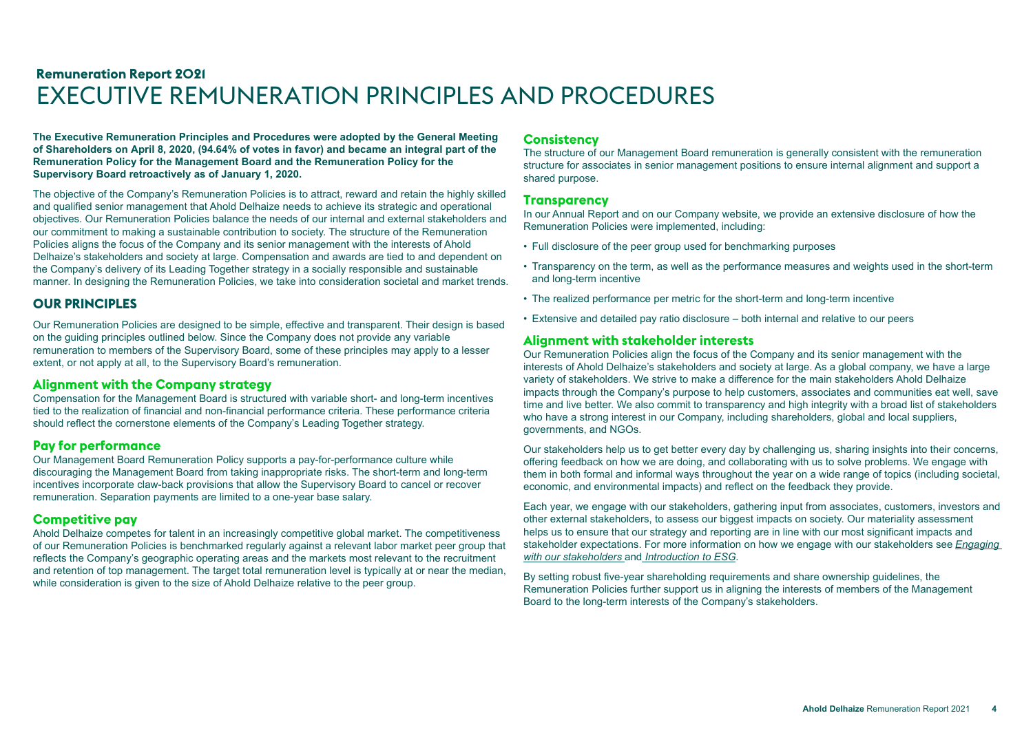**Remuneration Report 2021**

# EXECUTIVE REMUNERATION PRINCIPLES AND PROCEDURES

**The Executive Remuneration Principles and Procedures were adopted by the General Meeting of Shareholders on April 8, 2020, (94.64% of votes in favor) and became an integral part of the Remuneration Policy for the Management Board and the Remuneration Policy for the Supervisory Board retroactively as of January 1, 2020.**

The objective of the Company's Remuneration Policies is to attract, reward and retain the highly skilled and qualified senior management that Ahold Delhaize needs to achieve its strategic and operational objectives. Our Remuneration Policies balance the needs of our internal and external stakeholders and our commitment to making a sustainable contribution to society. The structure of the Remuneration Policies aligns the focus of the Company and its senior management with the interests of Ahold Delhaize's stakeholders and society at large. Compensation and awards are tied to and dependent on the Company's delivery of its Leading Together strategy in a socially responsible and sustainable manner. In designing the Remuneration Policies, we take into consideration societal and market trends.

## OUR PRINCIPLES

Our Remuneration Policies are designed to be simple, effective and transparent. Their design is based on the guiding principles outlined below. Since the Company does not provide any variable remuneration to members of the Supervisory Board, some of these principles may apply to a lesser extent, or not apply at all, to the Supervisory Board's remuneration.

### Alignment with the Company strategy

Compensation for the Management Board is structured with variable short- and long-term incentives tied to the realization of financial and non-financial performance criteria. These performance criteria should reflect the cornerstone elements of the Company's Leading Together strategy.

### Pay for performance

Our Management Board Remuneration Policy supports a pay-for-performance culture while discouraging the Management Board from taking inappropriate risks. The short-term and long-term incentives incorporate claw-back provisions that allow the Supervisory Board to cancel or recover remuneration. Separation payments are limited to a one-year base salary.

### Competitive pay

Ahold Delhaize competes for talent in an increasingly competitive global market. The competitiveness of our Remuneration Policies is benchmarked regularly against a relevant labor market peer group that reflects the Company's geographic operating areas and the markets most relevant to the recruitment and retention of top management. The target total remuneration level is typically at or near the median, while consideration is given to the size of Ahold Delhaize relative to the peer group.

### Consistency

The structure of our Management Board remuneration is generally consistent with the remuneration structure for associates in senior management positions to ensure internal alignment and support a shared purpose.

### Transparency

In our Annual Report and on our Company website, we provide an extensive disclosure of how the Remuneration Policies were implemented, including:

- Full disclosure of the peer group used for benchmarking purposes
- Transparency on the term, as well as the performance measures and weights used in the short-term and long-term incentive
- The realized performance per metric for the short-term and long-term incentive
- Extensive and detailed pay ratio disclosure – both internal and relative to our peers

### Alignment with stakeholder interests

Our Remuneration Policies align the focus of the Company and its senior management with the interests of Ahold Delhaize's stakeholders and society at large. As a global company, we have a large variety of stakeholders. We strive to make a difference for the main stakeholders Ahold Delhaize impacts through the Company's purpose to help customers, associates and communities eat well, save time and live better. We also commit to transparency and high integrity with a broad list of stakeholders who have a strong interest in our Company, including shareholders, global and local suppliers, governments, and NGOs.

Our stakeholders help us to get better every day by challenging us, sharing insights into their concerns, offering feedback on how we are doing, and collaborating with us to solve problems. We engage with them in both formal and informal ways throughout the year on a wide range of topics (including societal, economic, and environmental impacts) and reflect on the feedback they provide.

Each year, we engage with our stakeholders, gathering input from associates, customers, investors and other external stakeholders, to assess our biggest impacts on society. Our materiality assessment helps us to ensure that our strategy and reporting are in line with our most significant impacts and stakeholder expectations. For more information on how we engage with our stakeholders see *Engaging with our stakeholders* and *Introduction to ESG*.

By setting robust five-year shareholding requirements and share ownership guidelines, the Remuneration Policies further support us in aligning the interests of members of the Management Board to the long-term interests of the Company's stakeholders.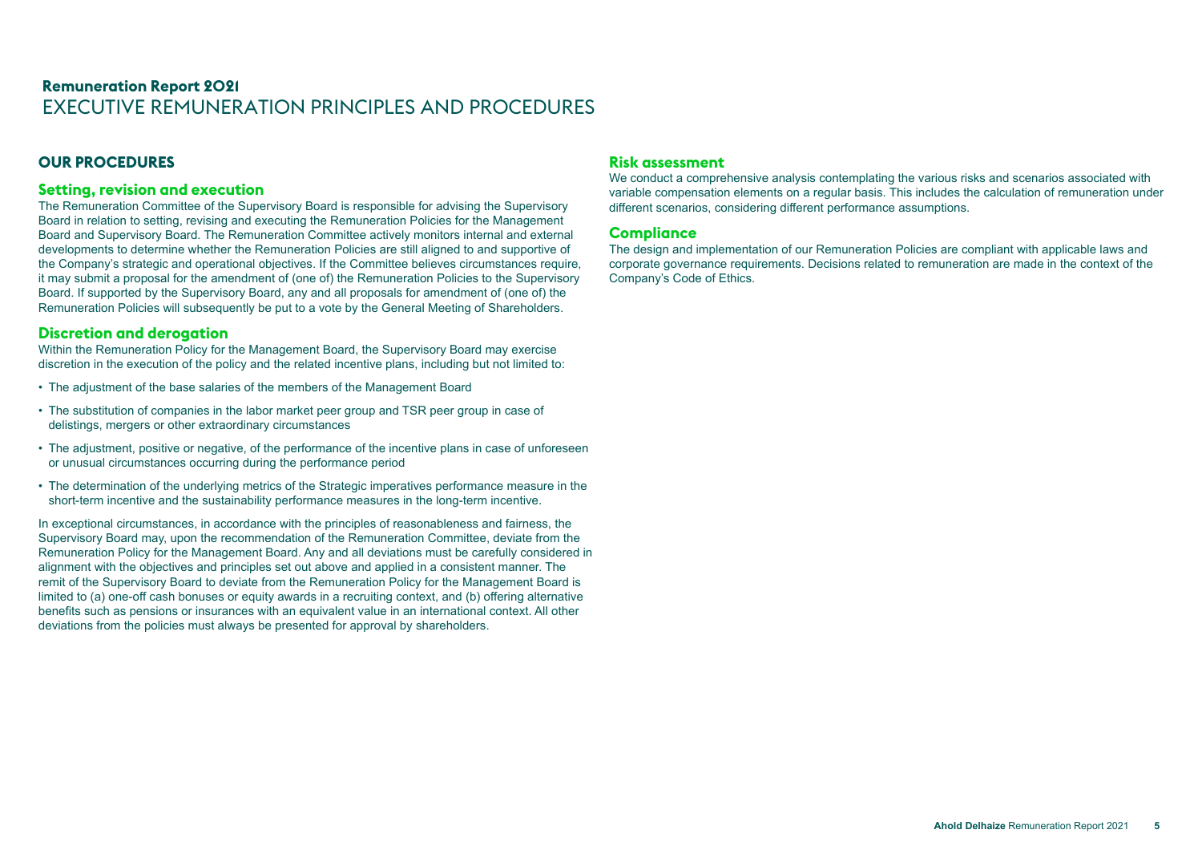**Remuneration Report 2021**

# EXECUTIVE REMUNERATION PRINCIPLES AND PROCEDURES

## OUR PROCEDURES

### Setting, revision and execution

The Remuneration Committee of the Supervisory Board is responsible for advising the Supervisory Board in relation to setting, revising and executing the Remuneration Policies for the Management Board and Supervisory Board. The Remuneration Committee actively monitors internal and external developments to determine whether the Remuneration Policies are still aligned to and supportive of the Company's strategic and operational objectives. If the Committee believes circumstances require, it may submit a proposal for the amendment of (one of) the Remuneration Policies to the Supervisory Board. If supported by the Supervisory Board, any and all proposals for amendment of (one of) the Remuneration Policies will subsequently be put to a vote by the General Meeting of Shareholders.

### Discretion and derogation

Within the Remuneration Policy for the Management Board, the Supervisory Board may exercise discretion in the execution of the policy and the related incentive plans, including but not limited to:

- The adjustment of the base salaries of the members of the Management Board
- The substitution of companies in the labor market peer group and TSR peer group in case of delistings, mergers or other extraordinary circumstances
- The adjustment, positive or negative, of the performance of the incentive plans in case of unforeseen or unusual circumstances occurring during the performance period
- The determination of the underlying metrics of the Strategic imperatives performance measure in the short-term incentive and the sustainability performance measures in the long-term incentive.

In exceptional circumstances, in accordance with the principles of reasonableness and fairness, the Supervisory Board may, upon the recommendation of the Remuneration Committee, deviate from the Remuneration Policy for the Management Board. Any and all deviations must be carefully considered in alignment with the objectives and principles set out above and applied in a consistent manner. The remit of the Supervisory Board to deviate from the Remuneration Policy for the Management Board is limited to (a) one-off cash bonuses or equity awards in a recruiting context, and (b) offering alternative benefits such as pensions or insurances with an equivalent value in an international context. All other deviations from the policies must always be presented for approval by shareholders.

### Risk assessment

We conduct a comprehensive analysis contemplating the various risks and scenarios associated with variable compensation elements on a regular basis. This includes the calculation of remuneration under different scenarios, considering different performance assumptions.

### Compliance

The design and implementation of our Remuneration Policies are compliant with applicable laws and corporate governance requirements. Decisions related to remuneration are made in the context of the Company's Code of Ethics.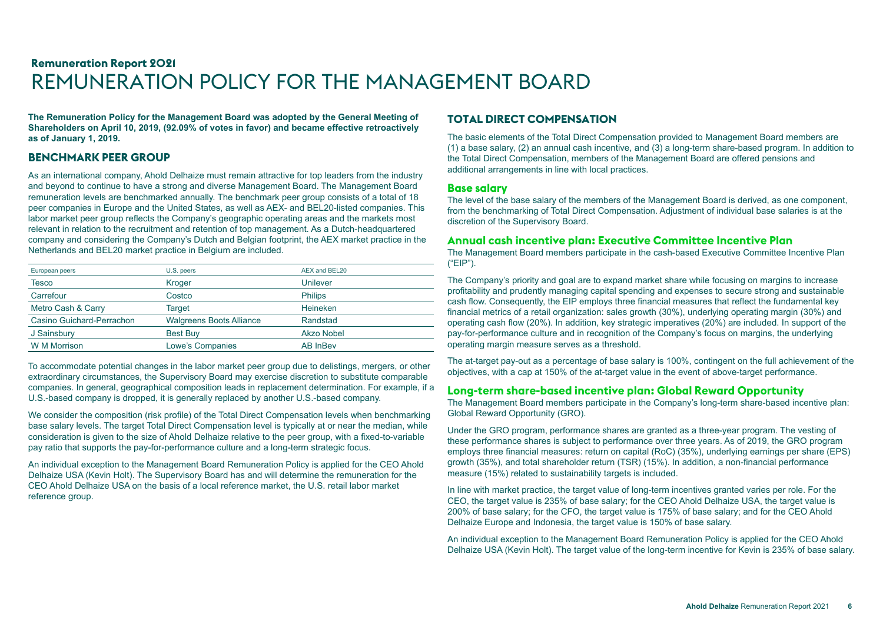## Remuneration Report 2021

# REMUNERATION POLICY FOR THE MANAGEMENT BOARD

**The Remuneration Policy for the Management Board was adopted by the General Meeting of Shareholders on April 10, 2019, (92.09% of votes in favor) and became effective retroactively as of January 1, 2019.**

## BENCHMARK PEER GROUP

As an international company, Ahold Delhaize must remain attractive for top leaders from the industry and beyond to continue to have a strong and diverse Management Board. The Management Board remuneration levels are benchmarked annually. The benchmark peer group consists of a total of 18 peer companies in Europe and the United States, as well as AEX- and BEL20-listed companies. This labor market peer group reflects the Company's geographic operating areas and the markets most relevant in relation to the recruitment and retention of top management. As a Dutch-headquartered company and considering the Company's Dutch and Belgian footprint, the AEX market practice in the Netherlands and BEL20 market practice in Belgium are included.

| European peers | U.S. peers | AEX and BEL20 |
|---|---|---|
| Tesco | Kroger | Unilever |
| Carrefour | Costco | Philips |
| Metro Cash & Carry | Target | Heineken |
| Casino Guichard-Perrachon | Walgreens Boots Alliance | Randstad |
| J Sainsbury | Best Buy | Akzo Nobel |
| W M Morrison | Lowe's Companies | AB InBev |

To accommodate potential changes in the labor market peer group due to delistings, mergers, or other extraordinary circumstances, the Supervisory Board may exercise discretion to substitute comparable companies. In general, geographical composition leads in replacement determination. For example, if a U.S.-based company is dropped, it is generally replaced by another U.S.-based company.

We consider the composition (risk profile) of the Total Direct Compensation levels when benchmarking base salary levels. The target Total Direct Compensation level is typically at or near the median, while consideration is given to the size of Ahold Delhaize relative to the peer group, with a fixed-to-variable pay ratio that supports the pay-for-performance culture and a long-term strategic focus.

An individual exception to the Management Board Remuneration Policy is applied for the CEO Ahold Delhaize USA (Kevin Holt). The Supervisory Board has and will determine the remuneration for the CEO Ahold Delhaize USA on the basis of a local reference market, the U.S. retail labor market reference group.

## TOTAL DIRECT COMPENSATION

The basic elements of the Total Direct Compensation provided to Management Board members are (1) a base salary, (2) an annual cash incentive, and (3) a long-term share-based program. In addition to the Total Direct Compensation, members of the Management Board are offered pensions and additional arrangements in line with local practices.

### Base salary

The level of the base salary of the members of the Management Board is derived, as one component, from the benchmarking of Total Direct Compensation. Adjustment of individual base salaries is at the discretion of the Supervisory Board.

### Annual cash incentive plan: Executive Committee Incentive Plan

The Management Board members participate in the cash-based Executive Committee Incentive Plan ("EIP").

The Company's priority and goal are to expand market share while focusing on margins to increase profitability and prudently managing capital spending and expenses to secure strong and sustainable cash flow. Consequently, the EIP employs three financial measures that reflect the fundamental key financial metrics of a retail organization: sales growth (30%), underlying operating margin (30%) and operating cash flow (20%). In addition, key strategic imperatives (20%) are included. In support of the pay-for-performance culture and in recognition of the Company's focus on margins, the underlying operating margin measure serves as a threshold.

The at-target pay-out as a percentage of base salary is 100%, contingent on the full achievement of the objectives, with a cap at 150% of the at-target value in the event of above-target performance.

### Long-term share-based incentive plan: Global Reward Opportunity

The Management Board members participate in the Company's long-term share-based incentive plan: Global Reward Opportunity (GRO).

Under the GRO program, performance shares are granted as a three-year program. The vesting of these performance shares is subject to performance over three years. As of 2019, the GRO program employs three financial measures: return on capital (RoC) (35%), underlying earnings per share (EPS) growth (35%), and total shareholder return (TSR) (15%). In addition, a non-financial performance measure (15%) related to sustainability targets is included.

In line with market practice, the target value of long-term incentives granted varies per role. For the CEO, the target value is 235% of base salary; for the CEO Ahold Delhaize USA, the target value is 200% of base salary; for the CFO, the target value is 175% of base salary; and for the CEO Ahold Delhaize Europe and Indonesia, the target value is 150% of base salary.

An individual exception to the Management Board Remuneration Policy is applied for the CEO Ahold Delhaize USA (Kevin Holt). The target value of the long-term incentive for Kevin is 235% of base salary.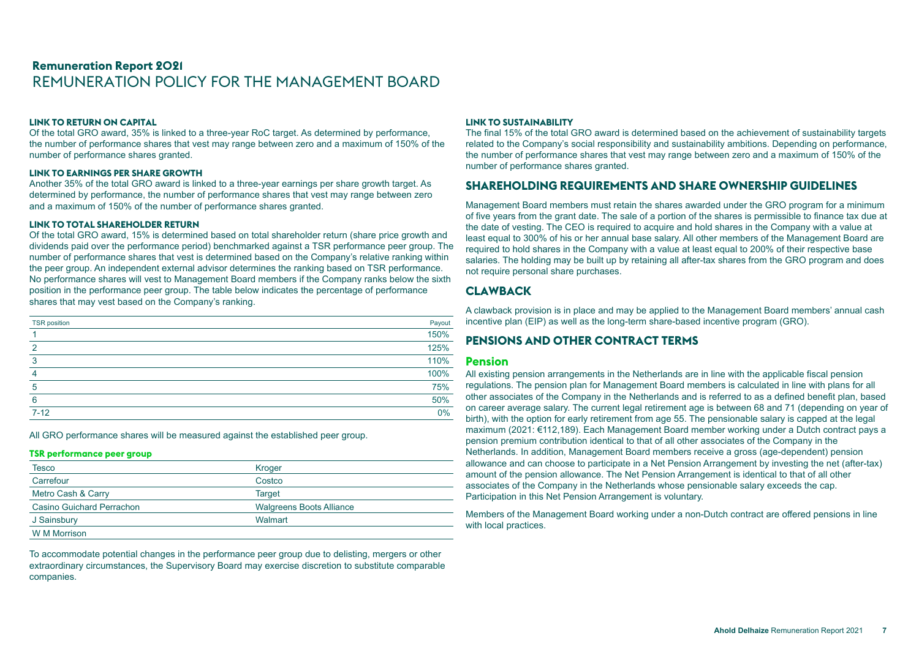# Remuneration Report 2021

## REMUNERATION POLICY FOR THE MANAGEMENT BOARD

#### LINK TO RETURN ON CAPITAL

Of the total GRO award, 35% is linked to a three-year RoC target. As determined by performance, the number of performance shares that vest may range between zero and a maximum of 150% of the number of performance shares granted.

#### LINK TO EARNINGS PER SHARE GROWTH

Another 35% of the total GRO award is linked to a three-year earnings per share growth target. As determined by performance, the number of performance shares that vest may range between zero and a maximum of 150% of the number of performance shares granted.

#### LINK TO TOTAL SHAREHOLDER RETURN

Of the total GRO award, 15% is determined based on total shareholder return (share price growth and dividends paid over the performance period) benchmarked against a TSR performance peer group. The number of performance shares that vest is determined based on the Company's relative ranking within the peer group. An independent external advisor determines the ranking based on TSR performance. No performance shares will vest to Management Board members if the Company ranks below the sixth position in the performance peer group. The table below indicates the percentage of performance shares that may vest based on the Company's ranking.

| TSR position | Payout |
|---|---|
| 1 | 150% |
| 2 | 125% |
| 3 | 110% |
| 4 | 100% |
| 5 | 75% |
| 6 | 50% |
| 7-12 | 0% |

All GRO performance shares will be measured against the established peer group.

#### TSR performance peer group

| | |
|---|---|
| Tesco | Kroger |
| Carrefour | Costco |
| Metro Cash & Carry | Target |
| Casino Guichard Perrachon | Walgreens Boots Alliance |
| J Sainsbury | Walmart |
| W M Morrison | |

To accommodate potential changes in the performance peer group due to delisting, mergers or other extraordinary circumstances, the Supervisory Board may exercise discretion to substitute comparable companies.

#### LINK TO SUSTAINABILITY

The final 15% of the total GRO award is determined based on the achievement of sustainability targets related to the Company's social responsibility and sustainability ambitions. Depending on performance, the number of performance shares that vest may range between zero and a maximum of 150% of the number of performance shares granted.

### SHAREHOLDING REQUIREMENTS AND SHARE OWNERSHIP GUIDELINES

Management Board members must retain the shares awarded under the GRO program for a minimum of five years from the grant date. The sale of a portion of the shares is permissible to finance tax due at the date of vesting. The CEO is required to acquire and hold shares in the Company with a value at least equal to 300% of his or her annual base salary. All other members of the Management Board are required to hold shares in the Company with a value at least equal to 200% of their respective base salaries. The holding may be built up by retaining all after-tax shares from the GRO program and does not require personal share purchases.

### CLAWBACK

A clawback provision is in place and may be applied to the Management Board members' annual cash incentive plan (EIP) as well as the long-term share-based incentive program (GRO).

### PENSIONS AND OTHER CONTRACT TERMS

#### Pension

All existing pension arrangements in the Netherlands are in line with the applicable fiscal pension regulations. The pension plan for Management Board members is calculated in line with plans for all other associates of the Company in the Netherlands and is referred to as a defined benefit plan, based on career average salary. The current legal retirement age is between 68 and 71 (depending on year of birth), with the option for early retirement from age 55. The pensionable salary is capped at the legal maximum (2021: €112,189). Each Management Board member working under a Dutch contract pays a pension premium contribution identical to that of all other associates of the Company in the Netherlands. In addition, Management Board members receive a gross (age-dependent) pension allowance and can choose to participate in a Net Pension Arrangement by investing the net (after-tax) amount of the pension allowance. The Net Pension Arrangement is identical to that of all other associates of the Company in the Netherlands whose pensionable salary exceeds the cap. Participation in this Net Pension Arrangement is voluntary.

Members of the Management Board working under a non-Dutch contract are offered pensions in line with local practices.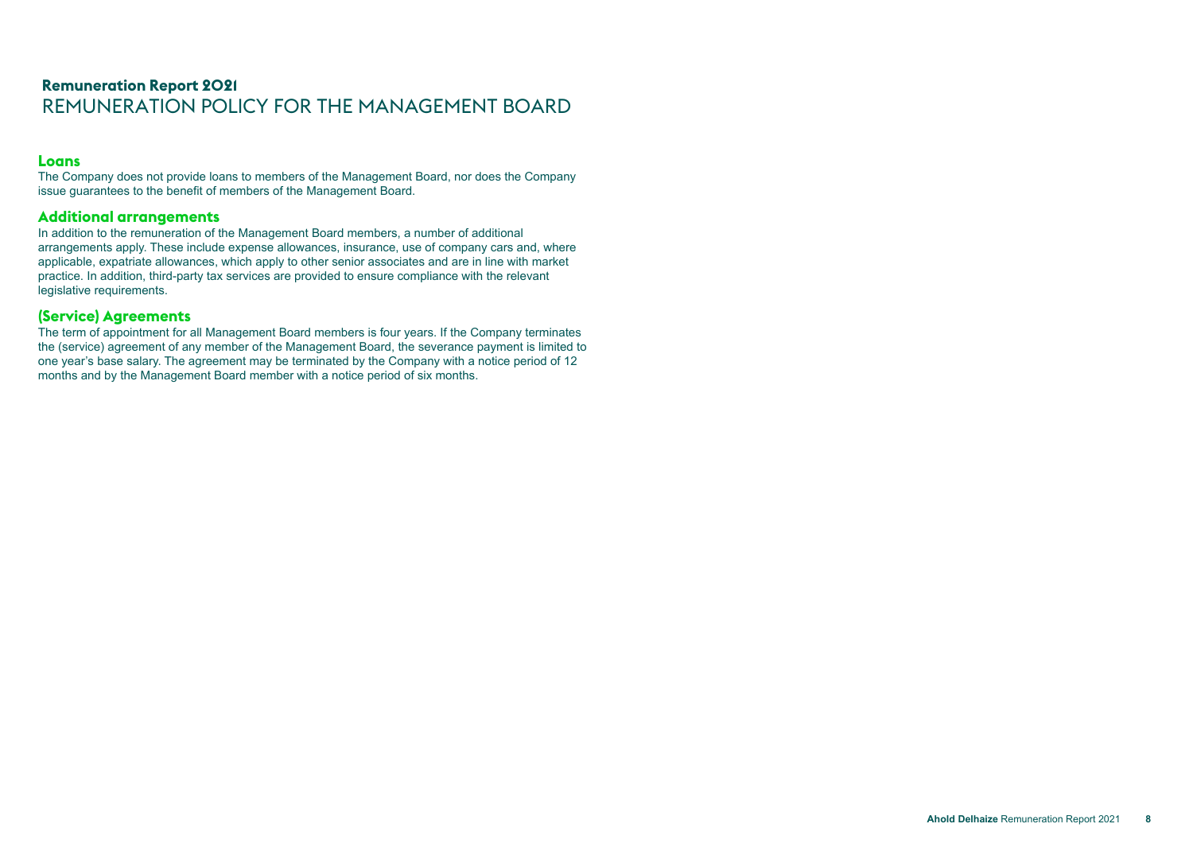# Remuneration Report 2021
## REMUNERATION POLICY FOR THE MANAGEMENT BOARD

### Loans

The Company does not provide loans to members of the Management Board, nor does the Company issue guarantees to the benefit of members of the Management Board.

### Additional arrangements

In addition to the remuneration of the Management Board members, a number of additional arrangements apply. These include expense allowances, insurance, use of company cars and, where applicable, expatriate allowances, which apply to other senior associates and are in line with market practice. In addition, third-party tax services are provided to ensure compliance with the relevant legislative requirements.

### (Service) Agreements

The term of appointment for all Management Board members is four years. If the Company terminates the (service) agreement of any member of the Management Board, the severance payment is limited to one year's base salary. The agreement may be terminated by the Company with a notice period of 12 months and by the Management Board member with a notice period of six months.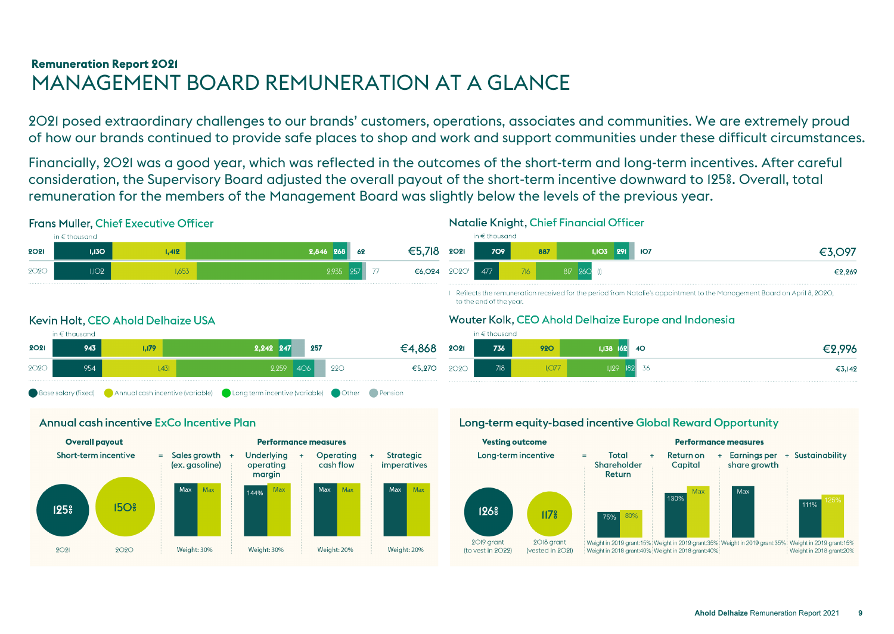Remuneration Report 2021

# MANAGEMENT BOARD REMUNERATION AT A GLANCE

2021 posed extraordinary challenges to our brands' customers, operations, associates and communities. We are extremely proud of how our brands continued to provide safe places to shop and work and support communities under these difficult circumstances.

Financially, 2021 was a good year, which was reflected in the outcomes of the short-term and long-term incentives. After careful consideration, the Supervisory Board adjusted the overall payout of the short-term incentive downward to 125%. Overall, total remuneration for the members of the Management Board was slightly below the levels of the previous year.

## Frans Muller, Chief Executive Officer

in € thousand

| Year | Base salary (fixed) | Annual cash incentive (variable) | Long term incentive (variable) | Other | Pension | Total |
|---|---|---|---|---|---|---|
| 2021 | 1,130 | 1,412 | 2,846 | 268 | 62 | €5,718 |
| 2020 | 1,102 | 1,653 | 2,935 | 257 | 77 | €6,024 |

## Natalie Knight, Chief Financial Officer

in € thousand

| Year | Base salary (fixed) | Annual cash incentive (variable) | Long term incentive (variable) | Other | Pension | Total |
|---|---|---|---|---|---|---|
| 2021 | 709 | 887 | 1,103 | 291 | 107 | €3,097 |
| 2020[1] | 477 | 716 | 817 | 260 | 0 | €2,269 |

1 Reflects the remuneration received for the period from Natalie's appointment to the Management Board on April 8, 2020, to the end of the year.

## Kevin Holt, CEO Ahold Delhaize USA

in € thousand

| Year | Base salary (fixed) | Annual cash incentive (variable) | Long term incentive (variable) | Other | Pension | Total |
|---|---|---|---|---|---|---|
| 2021 | 943 | 1,179 | 2,242 | 247 | 257 | €4,868 |
| 2020 | 954 | 1,431 | 2,259 | 406 | 220 | €5,270 |

## Wouter Kolk, CEO Ahold Delhaize Europe and Indonesia

in € thousand

| Year | Base salary (fixed) | Annual cash incentive (variable) | Long term incentive (variable) | Other | Pension | Total |
|---|---|---|---|---|---|---|
| 2021 | 736 | 920 | 1,138 | 162 | 40 | €2,996 |
| 2020 | 718 | 1,077 | 1,129 | 182 | 36 | €3,142 |

Base salary (fixed) | Annual cash incentive (variable) | Long term incentive (variable) | Other | Pension

## Annual cash incentive ExCo Incentive Plan

**Overall payout**

Short-term incentive: 125% (2021), 150% (2020)

**Performance measures**

Short-term incentive = Sales growth (ex. gasoline) + Underlying operating margin + Operating cash flow + Strategic imperatives

| Performance measure | 2021 | 2020 | Weight |
|---|---|---|---|
| Sales growth (ex. gasoline) | Max | Max | 30% |
| Underlying operating margin | 144% | Max | 30% |
| Operating cash flow | Max | Max | 20% |
| Strategic imperatives | Max | Max | 20% |

## Long-term equity-based incentive Global Reward Opportunity

**Vesting outcome**

Long-term incentive: 126% (2019 grant (to vest in 2022)), 117% (2018 grant (vested in 2021))

**Performance measures**

Long-term incentive = Total Shareholder Return + Return on Capital + Earnings per share growth + Sustainability

| Performance measure | 2019 grant | 2018 grant | Weight in 2019 grant | Weight in 2018 grant |
|---|---|---|---|---|
| Total Shareholder Return | 75% | 80% | 15% | 40% |
| Return on Capital | 130% | Max | 35% | 40% |
| Earnings per share growth | Max | | 35% | |
| Sustainability | 111% | 125% | 15% | 20% |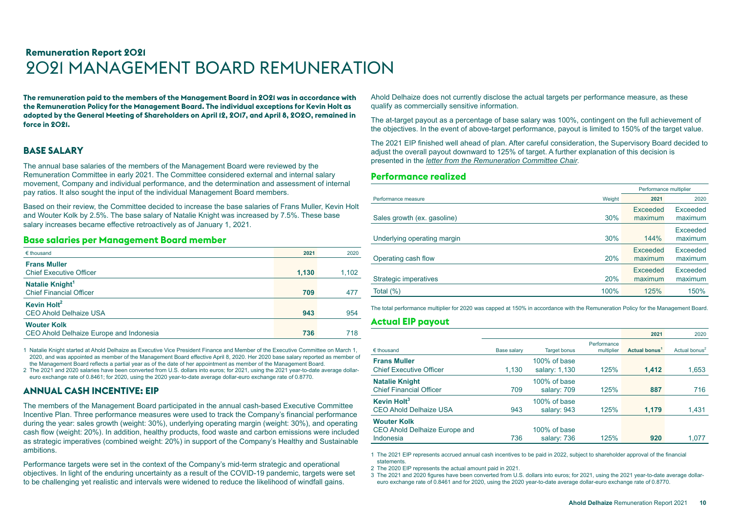## Remuneration Report 2021

# 2021 MANAGEMENT BOARD REMUNERATION

**The remuneration paid to the members of the Management Board in 2021 was in accordance with the Remuneration Policy for the Management Board. The individual exceptions for Kevin Holt as adopted by the General Meeting of Shareholders on April 12, 2017, and April 8, 2020, remained in force in 2021.**

## BASE SALARY

The annual base salaries of the members of the Management Board were reviewed by the Remuneration Committee in early 2021. The Committee considered external and internal salary movement, Company and individual performance, and the determination and assessment of internal pay ratios. It also sought the input of the individual Management Board members.

Based on their review, the Committee decided to increase the base salaries of Frans Muller, Kevin Holt and Wouter Kolk by 2.5%. The base salary of Natalie Knight was increased by 7.5%. These base salary increases became effective retroactively as of January 1, 2021.

### Base salaries per Management Board member

| € thousand | 2021 | 2020 |
|---|---|---|
| **Frans Muller**<br>Chief Executive Officer | **1,130** | 1,102 |
| **Natalie Knight**[1]<br>Chief Financial Officer | **709** | 477 |
| **Kevin Holt**[2]<br>CEO Ahold Delhaize USA | **943** | 954 |
| **Wouter Kolk**<br>CEO Ahold Delhaize Europe and Indonesia | **736** | 718 |

1 Natalie Knight started at Ahold Delhaize as Executive Vice President Finance and Member of the Executive Committee on March 1, 2020, and was appointed as member of the Management Board effective April 8, 2020. Her 2020 base salary reported as member of the Management Board reflects a partial year as of the date of her appointment as member of the Management Board.

2 The 2021 and 2020 salaries have been converted from U.S. dollars into euros; for 2021, using the 2021 year-to-date average dollar-euro exchange rate of 0.8461; for 2020, using the 2020 year-to-date average dollar-euro exchange rate of 0.8770.

## ANNUAL CASH INCENTIVE: EIP

The members of the Management Board participated in the annual cash-based Executive Committee Incentive Plan. Three performance measures were used to track the Company's financial performance during the year: sales growth (weight: 30%), underlying operating margin (weight: 30%), and operating cash flow (weight: 20%). In addition, healthy products, food waste and carbon emissions were included as strategic imperatives (combined weight: 20%) in support of the Company's Healthy and Sustainable ambitions.

Performance targets were set in the context of the Company's mid-term strategic and operational objectives. In light of the enduring uncertainty as a result of the COVID-19 pandemic, targets were set to be challenging yet realistic and intervals were widened to reduce the likelihood of windfall gains.

Ahold Delhaize does not currently disclose the actual targets per performance measure, as these qualify as commercially sensitive information.

The at-target payout as a percentage of base salary was 100%, contingent on the full achievement of the objectives. In the event of above-target performance, payout is limited to 150% of the target value.

The 2021 EIP finished well ahead of plan. After careful consideration, the Supervisory Board decided to adjust the overall payout downward to 125% of target. A further explanation of this decision is presented in the *letter from the Remuneration Committee Chair*.

### Performance realized

| | | Performance multiplier | |
|---|---|---|---|
| Performance measure | Weight | 2021 | 2020 |
| Sales growth (ex. gasoline) | 30% | Exceeded maximum | Exceeded maximum |
| Underlying operating margin | 30% | 144% | Exceeded maximum |
| Operating cash flow | 20% | Exceeded maximum | Exceeded maximum |
| Strategic imperatives | 20% | Exceeded maximum | Exceeded maximum |
| Total (%) | 100% | 125% | 150% |

The total performance multiplier for 2020 was capped at 150% in accordance with the Remuneration Policy for the Management Board.

### Actual EIP payout

| | | | | 2021 | 2020 |
|---|---|---|---|---|---|
| € thousand | Base salary | Target bonus | Performance multiplier | Actual bonus[1] | Actual bonus[2] |
| **Frans Muller**<br>Chief Executive Officer | 1,130 | 100% of base salary: 1,130 | 125% | **1,412** | 1,653 |
| **Natalie Knight**<br>Chief Financial Officer | 709 | 100% of base salary: 709 | 125% | **887** | 716 |
| **Kevin Holt**[3]<br>CEO Ahold Delhaize USA | 943 | 100% of base salary: 943 | 125% | **1,179** | 1,431 |
| **Wouter Kolk**<br>CEO Ahold Delhaize Europe and Indonesia | 736 | 100% of base salary: 736 | 125% | **920** | 1,077 |

1 The 2021 EIP represents accrued annual cash incentives to be paid in 2022, subject to shareholder approval of the financial statements.

2 The 2020 EIP represents the actual amount paid in 2021.

3 The 2021 and 2020 figures have been converted from U.S. dollars into euros; for 2021, using the 2021 year-to-date average dollar-euro exchange rate of 0.8461 and for 2020, using the 2020 year-to-date average dollar-euro exchange rate of 0.8770.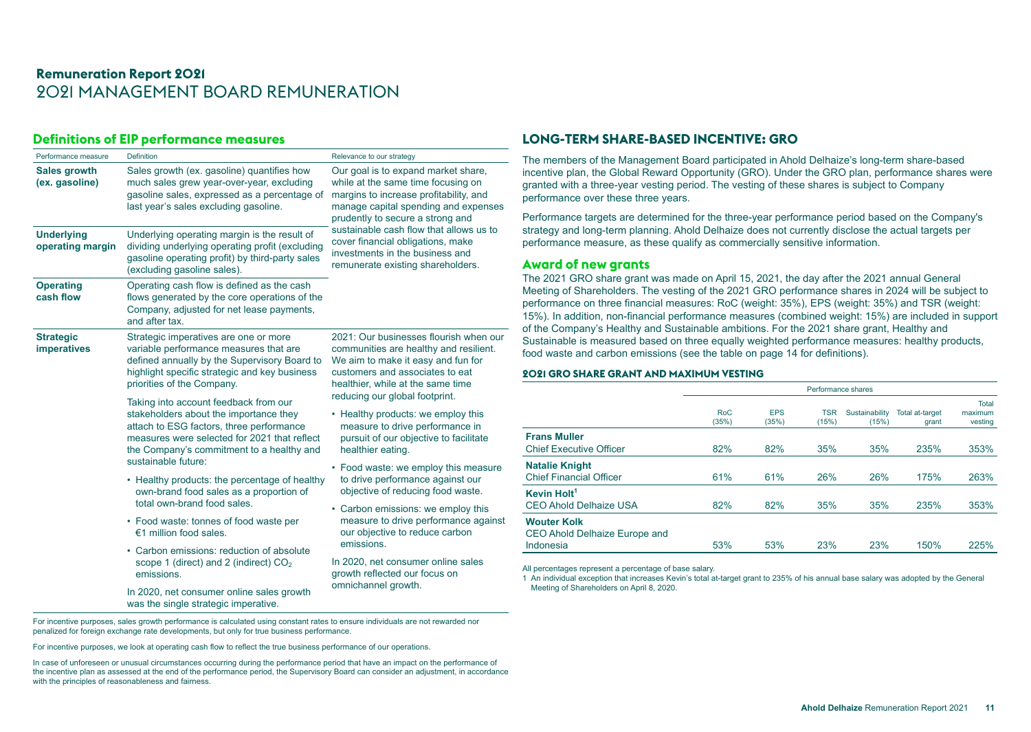# Remuneration Report 2021

## 2021 MANAGEMENT BOARD REMUNERATION

### Definitions of EIP performance measures

| Performance measure | Definition | Relevance to our strategy |
|---|---|---|
| **Sales growth (ex. gasoline)** | Sales growth (ex. gasoline) quantifies how much sales grew year-over-year, excluding gasoline sales, expressed as a percentage of last year's sales excluding gasoline. | Our goal is to expand market share, while at the same time focusing on margins to increase profitability, and manage capital spending and expenses prudently to secure a strong and sustainable cash flow that allows us to cover financial obligations, make investments in the business and remunerate existing shareholders. |
| **Underlying operating margin** | Underlying operating margin is the result of dividing underlying operating profit (excluding gasoline operating profit) by third-party sales (excluding gasoline sales). | |
| **Operating cash flow** | Operating cash flow is defined as the cash flows generated by the core operations of the Company, adjusted for net lease payments, and after tax. | |
| **Strategic imperatives** | Strategic imperatives are one or more variable performance measures that are defined annually by the Supervisory Board to highlight specific strategic and key business priorities of the Company. <br><br> Taking into account feedback from our stakeholders about the importance they attach to ESG factors, three performance measures were selected for 2021 that reflect the Company's commitment to a healthy and sustainable future: <br><br> • Healthy products: the percentage of healthy own-brand food sales as a proportion of total own-brand food sales. <br> • Food waste: tonnes of food waste per €1 million food sales. <br> • Carbon emissions: reduction of absolute scope 1 (direct) and 2 (indirect) $CO_2$ emissions. <br><br> In 2020, net consumer online sales growth was the single strategic imperative. | 2021: Our businesses flourish when our communities are healthy and resilient. We aim to make it easy and fun for customers and associates to eat healthier, while at the same time reducing our global footprint. <br><br> • Healthy products: we employ this measure to drive performance in pursuit of our objective to facilitate healthier eating. <br> • Food waste: we employ this measure to drive performance against our objective of reducing food waste. <br> • Carbon emissions: we employ this measure to drive performance against our objective to reduce carbon emissions. <br><br> In 2020, net consumer online sales growth reflected our focus on omnichannel growth. |

For incentive purposes, sales growth performance is calculated using constant rates to ensure individuals are not rewarded nor penalized for foreign exchange rate developments, but only for true business performance.

For incentive purposes, we look at operating cash flow to reflect the true business performance of our operations.

In case of unforeseen or unusual circumstances occurring during the performance period that have an impact on the performance of the incentive plan as assessed at the end of the performance period, the Supervisory Board can consider an adjustment, in accordance with the principles of reasonableness and fairness.

### LONG-TERM SHARE-BASED INCENTIVE: GRO

The members of the Management Board participated in Ahold Delhaize's long-term share-based incentive plan, the Global Reward Opportunity (GRO). Under the GRO plan, performance shares were granted with a three-year vesting period. The vesting of these shares is subject to Company performance over these three years.

Performance targets are determined for the three-year performance period based on the Company's strategy and long-term planning. Ahold Delhaize does not currently disclose the actual targets per performance measure, as these qualify as commercially sensitive information.

### Award of new grants

The 2021 GRO share grant was made on April 15, 2021, the day after the 2021 annual General Meeting of Shareholders. The vesting of the 2021 GRO performance shares in 2024 will be subject to performance on three financial measures: RoC (weight: 35%), EPS (weight: 35%) and TSR (weight: 15%). In addition, non-financial performance measures (combined weight: 15%) are included in support of the Company's Healthy and Sustainable ambitions. For the 2021 share grant, Healthy and Sustainable is measured based on three equally weighted performance measures: healthy products, food waste and carbon emissions (see the table on page 14 for definitions).

#### 2021 GRO SHARE GRANT AND MAXIMUM VESTING

| | Performance shares | | | | | |
|---|---|---|---|---|---|---|
| | RoC (35%) | EPS (35%) | TSR (15%) | Sustainability (15%) | Total at-target grant | Total maximum vesting |
| **Frans Muller** Chief Executive Officer | 82% | 82% | 35% | 35% | 235% | 353% |
| **Natalie Knight** Chief Financial Officer | 61% | 61% | 26% | 26% | 175% | 263% |
| **Kevin Holt**[1] CEO Ahold Delhaize USA | 82% | 82% | 35% | 35% | 235% | 353% |
| **Wouter Kolk** CEO Ahold Delhaize Europe and Indonesia | 53% | 53% | 23% | 23% | 150% | 225% |

All percentages represent a percentage of base salary.

1 An individual exception that increases Kevin's total at-target grant to 235% of his annual base salary was adopted by the General Meeting of Shareholders on April 8, 2020.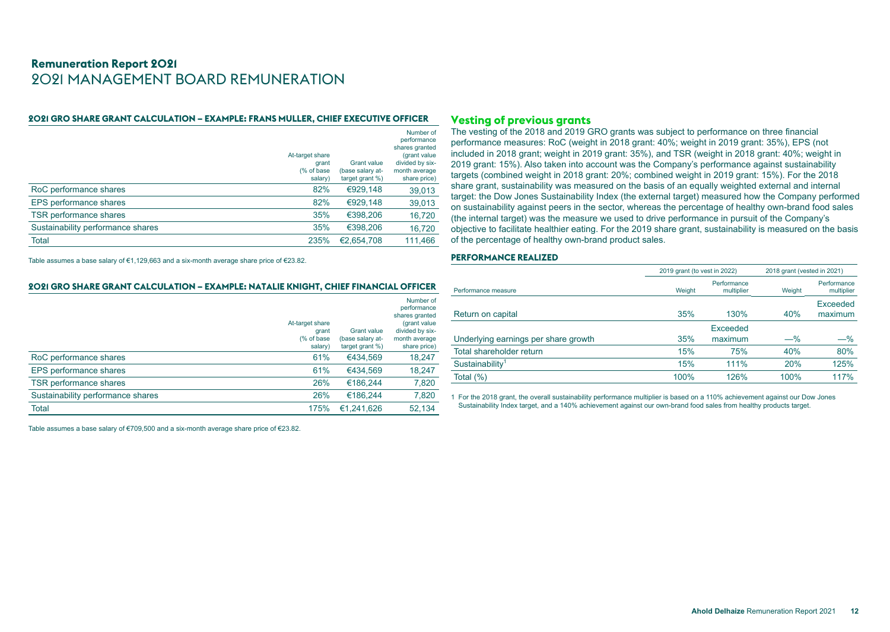# Remuneration Report 2021

## 2021 MANAGEMENT BOARD REMUNERATION

### 2021 GRO SHARE GRANT CALCULATION – EXAMPLE: FRANS MULLER, CHIEF EXECUTIVE OFFICER

| | At-target share grant (% of base salary) | Grant value (base salary at-target grant %) | Number of performance shares granted (grant value divided by six-month average share price) |
|---|---|---|---|
| RoC performance shares | 82% | €929,148 | 39,013 |
| EPS performance shares | 82% | €929,148 | 39,013 |
| TSR performance shares | 35% | €398,206 | 16,720 |
| Sustainability performance shares | 35% | €398,206 | 16,720 |
| Total | 235% | €2,654,708 | 111,466 |

Table assumes a base salary of €1,129,663 and a six-month average share price of €23.82.

### 2021 GRO SHARE GRANT CALCULATION – EXAMPLE: NATALIE KNIGHT, CHIEF FINANCIAL OFFICER

| | At-target share grant (% of base salary) | Grant value (base salary at-target grant %) | Number of performance shares granted (grant value divided by six-month average share price) |
|---|---|---|---|
| RoC performance shares | 61% | €434,569 | 18,247 |
| EPS performance shares | 61% | €434,569 | 18,247 |
| TSR performance shares | 26% | €186,244 | 7,820 |
| Sustainability performance shares | 26% | €186,244 | 7,820 |
| Total | 175% | €1,241,626 | 52,134 |

Table assumes a base salary of €709,500 and a six-month average share price of €23.82.

## Vesting of previous grants

The vesting of the 2018 and 2019 GRO grants was subject to performance on three financial performance measures: RoC (weight in 2018 grant: 40%; weight in 2019 grant: 35%), EPS (not included in 2018 grant; weight in 2019 grant: 35%), and TSR (weight in 2018 grant: 40%; weight in 2019 grant: 15%). Also taken into account was the Company's performance against sustainability targets (combined weight in 2018 grant: 20%; combined weight in 2019 grant: 15%). For the 2018 share grant, sustainability was measured on the basis of an equally weighted external and internal target: the Dow Jones Sustainability Index (the external target) measured how the Company performed on sustainability against peers in the sector, whereas the percentage of healthy own-brand food sales (the internal target) was the measure we used to drive performance in pursuit of the Company's objective to facilitate healthier eating. For the 2019 share grant, sustainability is measured on the basis of the percentage of healthy own-brand product sales.

### PERFORMANCE REALIZED

| | 2019 grant (to vest in 2022) | | 2018 grant (vested in 2021) | |
|---|---|---|---|---|
| Performance measure | Weight | Performance multiplier | Weight | Performance multiplier |
| Return on capital | 35% | 130% | 40% | Exceeded maximum |
| Underlying earnings per share growth | 35% | Exceeded maximum | —% | —% |
| Total shareholder return | 15% | 75% | 40% | 80% |
| Sustainability[1] | 15% | 111% | 20% | 125% |
| Total (%) | 100% | 126% | 100% | 117% |

1 For the 2018 grant, the overall sustainability performance multiplier is based on a 110% achievement against our Dow Jones Sustainability Index target, and a 140% achievement against our own-brand food sales from healthy products target.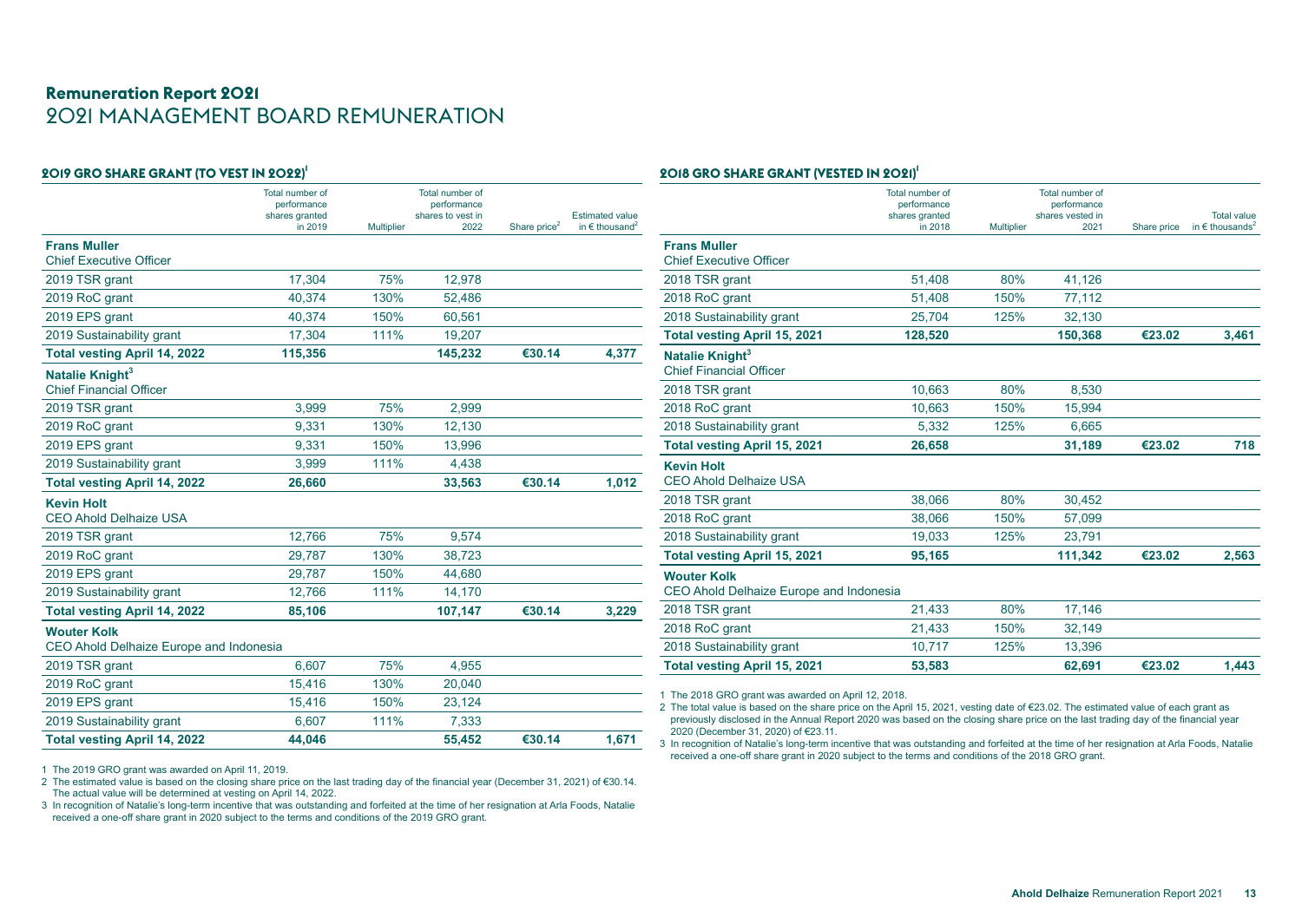# Remuneration Report 2021

## 2021 MANAGEMENT BOARD REMUNERATION

### 2019 GRO SHARE GRANT (TO VEST IN 2022)[1]

| | Total number of performance shares granted in 2019 | Multiplier | Total number of performance shares to vest in 2022 | Share price[2] | Estimated value in € thousand[2] |
|---|---|---|---|---|---|
| **Frans Muller**<br>Chief Executive Officer | | | | | |
| 2019 TSR grant | 17,304 | 75% | 12,978 | | |
| 2019 RoC grant | 40,374 | 130% | 52,486 | | |
| 2019 EPS grant | 40,374 | 150% | 60,561 | | |
| 2019 Sustainability grant | 17,304 | 111% | 19,207 | | |
| **Total vesting April 14, 2022** | **115,356** | | **145,232** | **€30.14** | **4,377** |
| **Natalie Knight[3]**<br>Chief Financial Officer | | | | | |
| 2019 TSR grant | 3,999 | 75% | 2,999 | | |
| 2019 RoC grant | 9,331 | 130% | 12,130 | | |
| 2019 EPS grant | 9,331 | 150% | 13,996 | | |
| 2019 Sustainability grant | 3,999 | 111% | 4,438 | | |
| **Total vesting April 14, 2022** | **26,660** | | **33,563** | **€30.14** | **1,012** |
| **Kevin Holt**<br>CEO Ahold Delhaize USA | | | | | |
| 2019 TSR grant | 12,766 | 75% | 9,574 | | |
| 2019 RoC grant | 29,787 | 130% | 38,723 | | |
| 2019 EPS grant | 29,787 | 150% | 44,680 | | |
| 2019 Sustainability grant | 12,766 | 111% | 14,170 | | |
| **Total vesting April 14, 2022** | **85,106** | | **107,147** | **€30.14** | **3,229** |
| **Wouter Kolk**<br>CEO Ahold Delhaize Europe and Indonesia | | | | | |
| 2019 TSR grant | 6,607 | 75% | 4,955 | | |
| 2019 RoC grant | 15,416 | 130% | 20,040 | | |
| 2019 EPS grant | 15,416 | 150% | 23,124 | | |
| 2019 Sustainability grant | 6,607 | 111% | 7,333 | | |
| **Total vesting April 14, 2022** | **44,046** | | **55,452** | **€30.14** | **1,671** |

1 The 2019 GRO grant was awarded on April 11, 2019.

2 The estimated value is based on the closing share price on the last trading day of the financial year (December 31, 2021) of €30.14. The actual value will be determined at vesting on April 14, 2022.

3 In recognition of Natalie's long-term incentive that was outstanding and forfeited at the time of her resignation at Arla Foods, Natalie received a one-off share grant in 2020 subject to the terms and conditions of the 2019 GRO grant.

### 2018 GRO SHARE GRANT (VESTED IN 2021)[1]

| | Total number of performance shares granted in 2018 | Multiplier | Total number of performance shares vested in 2021 | Share price | Total value in € thousands[2] |
|---|---|---|---|---|---|
| **Frans Muller**<br>Chief Executive Officer | | | | | |
| 2018 TSR grant | 51,408 | 80% | 41,126 | | |
| 2018 RoC grant | 51,408 | 150% | 77,112 | | |
| 2018 Sustainability grant | 25,704 | 125% | 32,130 | | |
| **Total vesting April 15, 2021** | **128,520** | | **150,368** | **€23.02** | **3,461** |
| **Natalie Knight[3]**<br>Chief Financial Officer | | | | | |
| 2018 TSR grant | 10,663 | 80% | 8,530 | | |
| 2018 RoC grant | 10,663 | 150% | 15,994 | | |
| 2018 Sustainability grant | 5,332 | 125% | 6,665 | | |
| **Total vesting April 15, 2021** | **26,658** | | **31,189** | **€23.02** | **718** |
| **Kevin Holt**<br>CEO Ahold Delhaize USA | | | | | |
| 2018 TSR grant | 38,066 | 80% | 30,452 | | |
| 2018 RoC grant | 38,066 | 150% | 57,099 | | |
| 2018 Sustainability grant | 19,033 | 125% | 23,791 | | |
| **Total vesting April 15, 2021** | **95,165** | | **111,342** | **€23.02** | **2,563** |
| **Wouter Kolk**<br>CEO Ahold Delhaize Europe and Indonesia | | | | | |
| 2018 TSR grant | 21,433 | 80% | 17,146 | | |
| 2018 RoC grant | 21,433 | 150% | 32,149 | | |
| 2018 Sustainability grant | 10,717 | 125% | 13,396 | | |
| **Total vesting April 15, 2021** | **53,583** | | **62,691** | **€23.02** | **1,443** |

1 The 2018 GRO grant was awarded on April 12, 2018.

2 The total value is based on the share price on the April 15, 2021, vesting date of €23.02. The estimated value of each grant as previously disclosed in the Annual Report 2020 was based on the closing share price on the last trading day of the financial year 2020 (December 31, 2020) of €23.11.

3 In recognition of Natalie's long-term incentive that was outstanding and forfeited at the time of her resignation at Arla Foods, Natalie received a one-off share grant in 2020 subject to the terms and conditions of the 2018 GRO grant.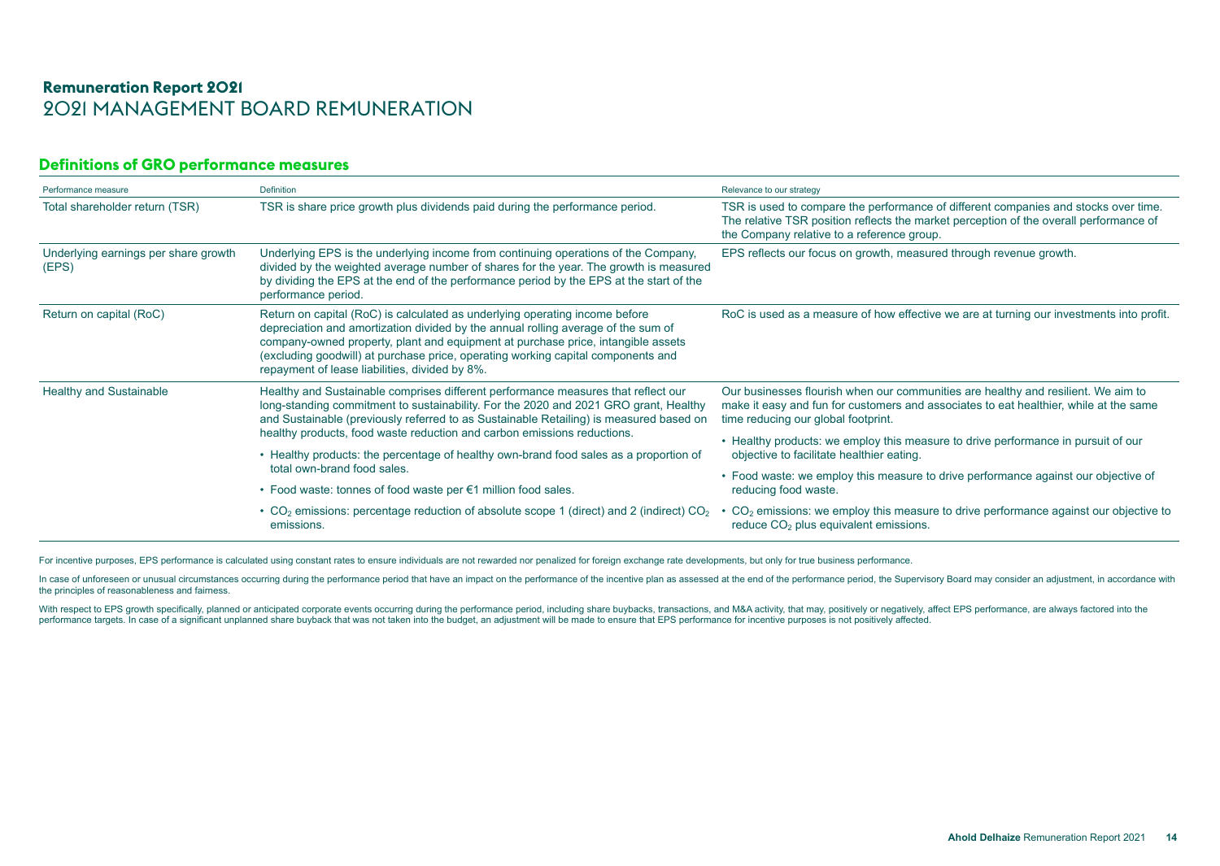# Remuneration Report 2021

## 2021 MANAGEMENT BOARD REMUNERATION

### Definitions of GRO performance measures

| Performance measure | Definition | Relevance to our strategy |
|---|---|---|
| Total shareholder return (TSR) | TSR is share price growth plus dividends paid during the performance period. | TSR is used to compare the performance of different companies and stocks over time. The relative TSR position reflects the market perception of the overall performance of the Company relative to a reference group. |
| Underlying earnings per share growth (EPS) | Underlying EPS is the underlying income from continuing operations of the Company, divided by the weighted average number of shares for the year. The growth is measured by dividing the EPS at the end of the performance period by the EPS at the start of the performance period. | EPS reflects our focus on growth, measured through revenue growth. |
| Return on capital (RoC) | Return on capital (RoC) is calculated as underlying operating income before depreciation and amortization divided by the annual rolling average of the sum of company-owned property, plant and equipment at purchase price, intangible assets (excluding goodwill) at purchase price, operating working capital components and repayment of lease liabilities, divided by 8%. | RoC is used as a measure of how effective we are at turning our investments into profit. |
| Healthy and Sustainable | Healthy and Sustainable comprises different performance measures that reflect our long-standing commitment to sustainability. For the 2020 and 2021 GRO grant, Healthy and Sustainable (previously referred to as Sustainable Retailing) is measured based on healthy products, food waste reduction and carbon emissions reductions. | Our businesses flourish when our communities are healthy and resilient. We aim to make it easy and fun for customers and associates to eat healthier, while at the same time reducing our global footprint. |
| | • Healthy products: the percentage of healthy own-brand food sales as a proportion of total own-brand food sales. | • Healthy products: we employ this measure to drive performance in pursuit of our objective to facilitate healthier eating. |
| | • Food waste: tonnes of food waste per €1 million food sales. | • Food waste: we employ this measure to drive performance against our objective of reducing food waste. |
| | • $CO_2$ emissions: percentage reduction of absolute scope 1 (direct) and 2 (indirect) $CO_2$ emissions. | • $CO_2$ emissions: we employ this measure to drive performance against our objective to reduce $CO_2$ plus equivalent emissions. |

For incentive purposes, EPS performance is calculated using constant rates to ensure individuals are not rewarded nor penalized for foreign exchange rate developments, but only for true business performance.

In case of unforeseen or unusual circumstances occurring during the performance period that have an impact on the performance of the incentive plan as assessed at the end of the performance period, the Supervisory Board may consider an adjustment, in accordance with the principles of reasonableness and fairness.

With respect to EPS growth specifically, planned or anticipated corporate events occurring during the performance period, including share buybacks, transactions, and M&A activity, that may, positively or negatively, affect EPS performance, are always factored into the performance targets. In case of a significant unplanned share buyback that was not taken into the budget, an adjustment will be made to ensure that EPS performance for incentive purposes is not positively affected.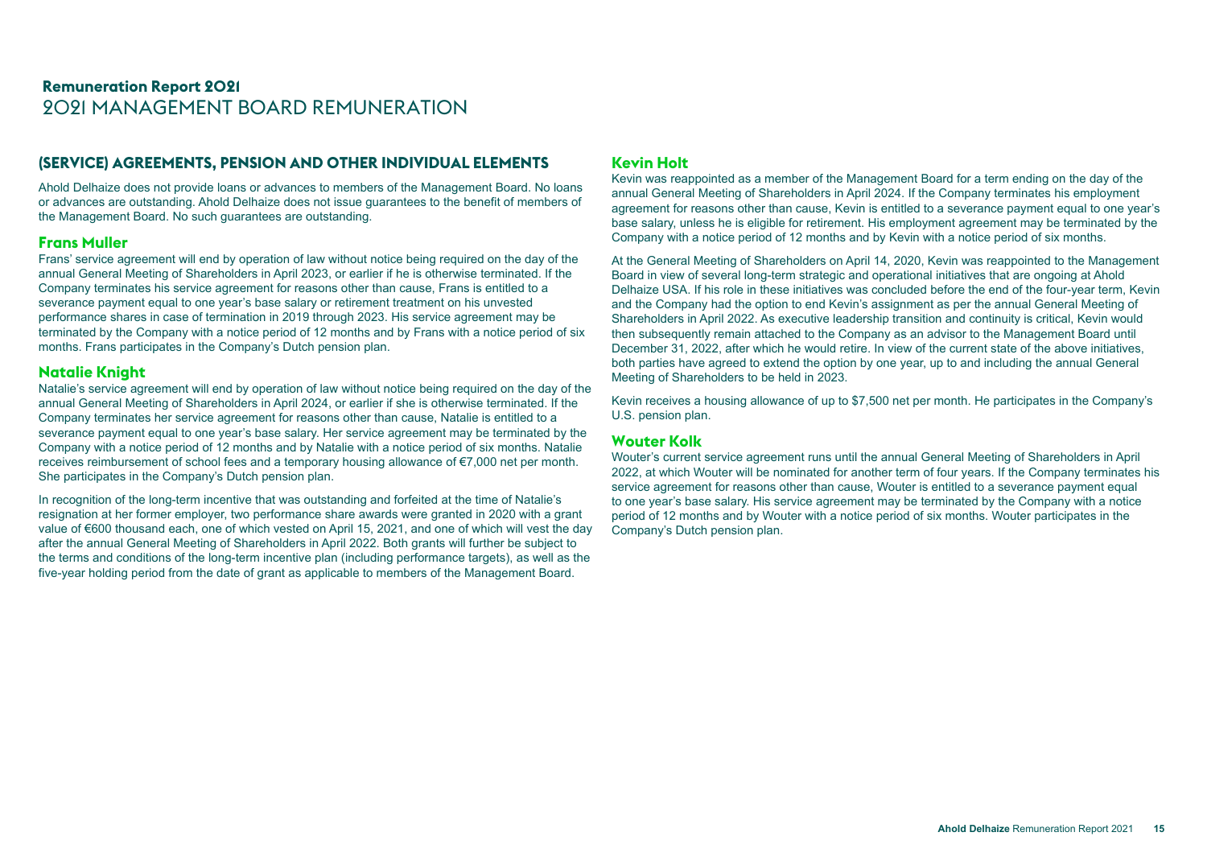# Remuneration Report 2021

## 2021 MANAGEMENT BOARD REMUNERATION

### (SERVICE) AGREEMENTS, PENSION AND OTHER INDIVIDUAL ELEMENTS

Ahold Delhaize does not provide loans or advances to members of the Management Board. No loans or advances are outstanding. Ahold Delhaize does not issue guarantees to the benefit of members of the Management Board. No such guarantees are outstanding.

#### Frans Muller

Frans' service agreement will end by operation of law without notice being required on the day of the annual General Meeting of Shareholders in April 2023, or earlier if he is otherwise terminated. If the Company terminates his service agreement for reasons other than cause, Frans is entitled to a severance payment equal to one year's base salary or retirement treatment on his unvested performance shares in case of termination in 2019 through 2023. His service agreement may be terminated by the Company with a notice period of 12 months and by Frans with a notice period of six months. Frans participates in the Company's Dutch pension plan.

#### Natalie Knight

Natalie's service agreement will end by operation of law without notice being required on the day of the annual General Meeting of Shareholders in April 2024, or earlier if she is otherwise terminated. If the Company terminates her service agreement for reasons other than cause, Natalie is entitled to a severance payment equal to one year's base salary. Her service agreement may be terminated by the Company with a notice period of 12 months and by Natalie with a notice period of six months. Natalie receives reimbursement of school fees and a temporary housing allowance of €7,000 net per month. She participates in the Company's Dutch pension plan.

In recognition of the long-term incentive that was outstanding and forfeited at the time of Natalie's resignation at her former employer, two performance share awards were granted in 2020 with a grant value of €600 thousand each, one of which vested on April 15, 2021, and one of which will vest the day after the annual General Meeting of Shareholders in April 2022. Both grants will further be subject to the terms and conditions of the long-term incentive plan (including performance targets), as well as the five-year holding period from the date of grant as applicable to members of the Management Board.

#### Kevin Holt

Kevin was reappointed as a member of the Management Board for a term ending on the day of the annual General Meeting of Shareholders in April 2024. If the Company terminates his employment agreement for reasons other than cause, Kevin is entitled to a severance payment equal to one year's base salary, unless he is eligible for retirement. His employment agreement may be terminated by the Company with a notice period of 12 months and by Kevin with a notice period of six months.

At the General Meeting of Shareholders on April 14, 2020, Kevin was reappointed to the Management Board in view of several long-term strategic and operational initiatives that are ongoing at Ahold Delhaize USA. If his role in these initiatives was concluded before the end of the four-year term, Kevin and the Company had the option to end Kevin's assignment as per the annual General Meeting of Shareholders in April 2022. As executive leadership transition and continuity is critical, Kevin would then subsequently remain attached to the Company as an advisor to the Management Board until December 31, 2022, after which he would retire. In view of the current state of the above initiatives, both parties have agreed to extend the option by one year, up to and including the annual General Meeting of Shareholders to be held in 2023.

Kevin receives a housing allowance of up to $7,500 net per month. He participates in the Company's U.S. pension plan.

#### Wouter Kolk

Wouter's current service agreement runs until the annual General Meeting of Shareholders in April 2022, at which Wouter will be nominated for another term of four years. If the Company terminates his service agreement for reasons other than cause, Wouter is entitled to a severance payment equal to one year's base salary. His service agreement may be terminated by the Company with a notice period of 12 months and by Wouter with a notice period of six months. Wouter participates in the Company's Dutch pension plan.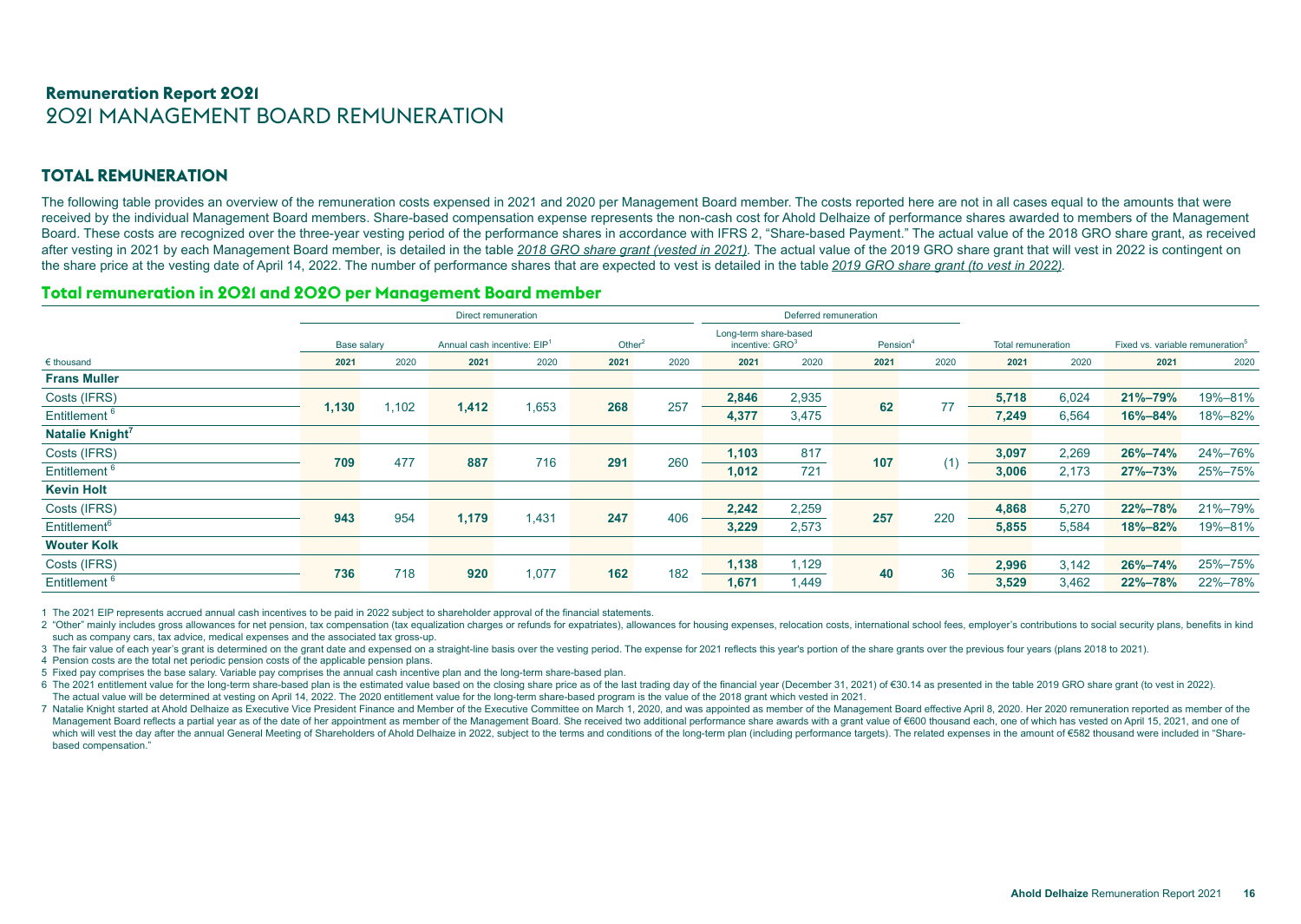## Remuneration Report 2021

# 2021 MANAGEMENT BOARD REMUNERATION

## TOTAL REMUNERATION

The following table provides an overview of the remuneration costs expensed in 2021 and 2020 per Management Board member. The costs reported here are not in all cases equal to the amounts that were received by the individual Management Board members. Share-based compensation expense represents the non-cash cost for Ahold Delhaize of performance shares awarded to members of the Management Board. These costs are recognized over the three-year vesting period of the performance shares in accordance with IFRS 2, "Share-based Payment." The actual value of the 2018 GRO share grant, as received after vesting in 2021 by each Management Board member, is detailed in the table *2018 GRO share grant (vested in 2021)*. The actual value of the 2019 GRO share grant that will vest in 2022 is contingent on the share price at the vesting date of April 14, 2022. The number of performance shares that are expected to vest is detailed in the table *2019 GRO share grant (to vest in 2022)*.

### Total remuneration in 2021 and 2020 per Management Board member

| | Direct remuneration | | | | | | Deferred remuneration | | | | | | | |
|---|---|---|---|---|---|---|---|---|---|---|---|---|---|---|
| | Base salary | | Annual cash incentive: EIP[1] | | Other[2] | | Long-term share-based incentive: GRO[3] | | Pension[4] | | Total remuneration | | Fixed vs. variable remuneration[5] | |
| € thousand | 2021 | 2020 | 2021 | 2020 | 2021 | 2020 | 2021 | 2020 | 2021 | 2020 | 2021 | 2020 | 2021 | 2020 |
| **Frans Muller** | | | | | | | | | | | | | | |
| Costs (IFRS) | 1,130 | 1,102 | 1,412 | 1,653 | 268 | 257 | 2,846 | 2,935 | 62 | 77 | 5,718 | 6,024 | 21%–79% | 19%–81% |
| Entitlement [6] | | | | | | | 4,377 | 3,475 | | | 7,249 | 6,564 | 16%–84% | 18%–82% |
| **Natalie Knight[7]** | | | | | | | | | | | | | | |
| Costs (IFRS) | 709 | 477 | 887 | 716 | 291 | 260 | 1,103 | 817 | 107 | (1) | 3,097 | 2,269 | 26%–74% | 24%–76% |
| Entitlement [6] | | | | | | | 1,012 | 721 | | | 3,006 | 2,173 | 27%–73% | 25%–75% |
| **Kevin Holt** | | | | | | | | | | | | | | |
| Costs (IFRS) | 943 | 954 | 1,179 | 1,431 | 247 | 406 | 2,242 | 2,259 | 257 | 220 | 4,868 | 5,270 | 22%–78% | 21%–79% |
| Entitlement[6] | | | | | | | 3,229 | 2,573 | | | 5,855 | 5,584 | 18%–82% | 19%–81% |
| **Wouter Kolk** | | | | | | | | | | | | | | |
| Costs (IFRS) | 736 | 718 | 920 | 1,077 | 162 | 182 | 1,138 | 1,129 | 40 | 36 | 2,996 | 3,142 | 26%–74% | 25%–75% |
| Entitlement [6] | | | | | | | 1,671 | 1,449 | | | 3,529 | 3,462 | 22%–78% | 22%–78% |

1 The 2021 EIP represents accrued annual cash incentives to be paid in 2022 subject to shareholder approval of the financial statements.

2 "Other" mainly includes gross allowances for net pension, tax compensation (tax equalization charges or refunds for expatriates), allowances for housing expenses, relocation costs, international school fees, employer's contributions to social security plans, benefits in kind such as company cars, tax advice, medical expenses and the associated tax gross-up.

3 The fair value of each year's grant is determined on the grant date and expensed on a straight-line basis over the vesting period. The expense for 2021 reflects this year's portion of the share grants over the previous four years (plans 2018 to 2021).

4 Pension costs are the total net periodic pension costs of the applicable pension plans.

5 Fixed pay comprises the base salary. Variable pay comprises the annual cash incentive plan and the long-term share-based plan.

6 The 2021 entitlement value for the long-term share-based plan is the estimated value based on the closing share price as of the last trading day of the financial year (December 31, 2021) of €30.14 as presented in the table 2019 GRO share grant (to vest in 2022). The actual value will be determined at vesting on April 14, 2022. The 2020 entitlement value for the long-term share-based program is the value of the 2018 grant which vested in 2021.

7 Natalie Knight started at Ahold Delhaize as Executive Vice President Finance and Member of the Executive Committee on March 1, 2020, and was appointed as member of the Management Board effective April 8, 2020. Her 2020 remuneration reported as member of the Management Board reflects a partial year as of the date of her appointment as member of the Management Board. She received two additional performance share awards with a grant value of €600 thousand each, one of which has vested on April 15, 2021, and one of which will vest the day after the annual General Meeting of Shareholders of Ahold Delhaize in 2022, subject to the terms and conditions of the long-term plan (including performance targets). The related expenses in the amount of €582 thousand were included in "Share-based compensation."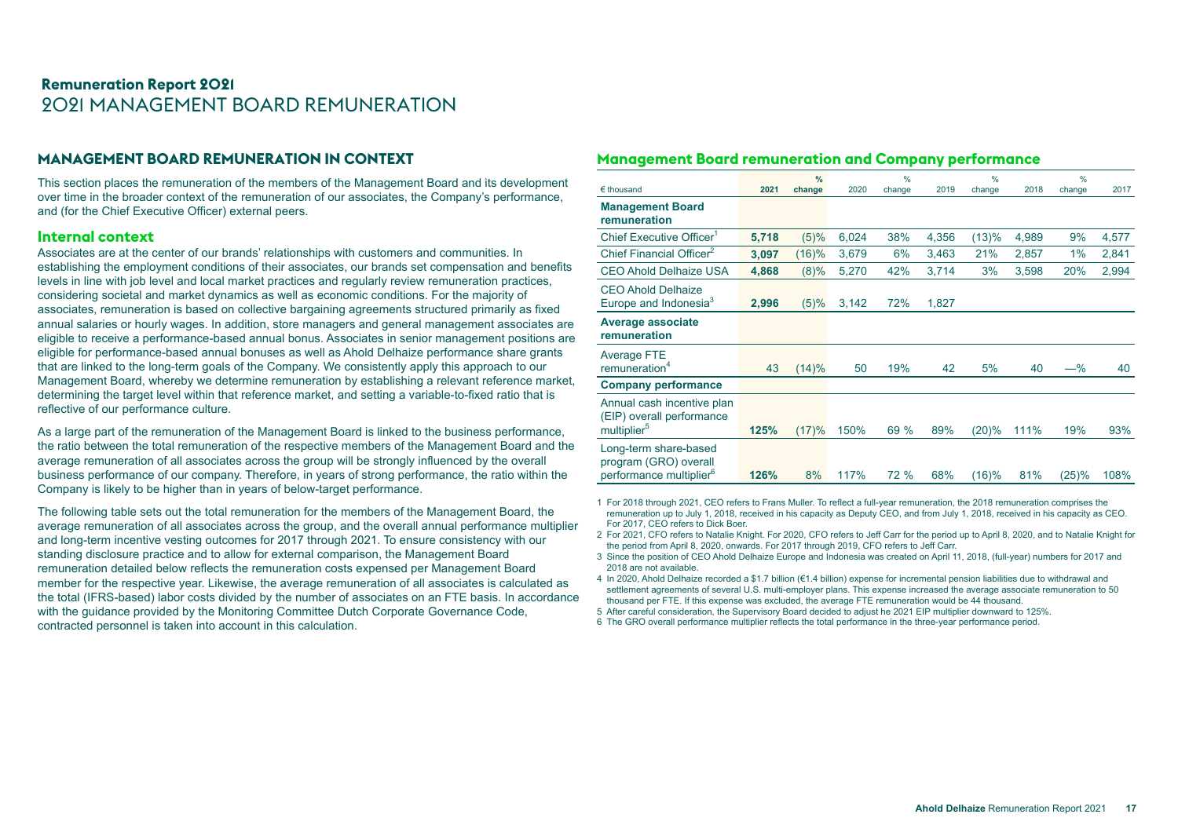# Remuneration Report 2021

## 2021 MANAGEMENT BOARD REMUNERATION

### MANAGEMENT BOARD REMUNERATION IN CONTEXT

This section places the remuneration of the members of the Management Board and its development over time in the broader context of the remuneration of our associates, the Company's performance, and (for the Chief Executive Officer) external peers.

#### Internal context

Associates are at the center of our brands' relationships with customers and communities. In establishing the employment conditions of their associates, our brands set compensation and benefits levels in line with job level and local market practices and regularly review remuneration practices, considering societal and market dynamics as well as economic conditions. For the majority of associates, remuneration is based on collective bargaining agreements structured primarily as fixed annual salaries or hourly wages. In addition, store managers and general management associates are eligible to receive a performance-based annual bonus. Associates in senior management positions are eligible for performance-based annual bonuses as well as Ahold Delhaize performance share grants that are linked to the long-term goals of the Company. We consistently apply this approach to our Management Board, whereby we determine remuneration by establishing a relevant reference market, determining the target level within that reference market, and setting a variable-to-fixed ratio that is reflective of our performance culture.

As a large part of the remuneration of the Management Board is linked to the business performance, the ratio between the total remuneration of the respective members of the Management Board and the average remuneration of all associates across the group will be strongly influenced by the overall business performance of our company. Therefore, in years of strong performance, the ratio within the Company is likely to be higher than in years of below-target performance.

The following table sets out the total remuneration for the members of the Management Board, the average remuneration of all associates across the group, and the overall annual performance multiplier and long-term incentive vesting outcomes for 2017 through 2021. To ensure consistency with our standing disclosure practice and to allow for external comparison, the Management Board remuneration detailed below reflects the remuneration costs expensed per Management Board member for the respective year. Likewise, the average remuneration of all associates is calculated as the total (IFRS-based) labor costs divided by the number of associates on an FTE basis. In accordance with the guidance provided by the Monitoring Committee Dutch Corporate Governance Code, contracted personnel is taken into account in this calculation.

#### Management Board remuneration and Company performance

| € thousand | 2021 | % change | 2020 | % change | 2019 | % change | 2018 | % change | 2017 |
|---|---|---|---|---|---|---|---|---|---|
| **Management Board remuneration** | | | | | | | | | |
| Chief Executive Officer[1] | **5,718** | (5)% | 6,024 | 38% | 4,356 | (13)% | 4,989 | 9% | 4,577 |
| Chief Financial Officer[2] | **3,097** | (16)% | 3,679 | 6% | 3,463 | 21% | 2,857 | 1% | 2,841 |
| CEO Ahold Delhaize USA | **4,868** | (8)% | 5,270 | 42% | 3,714 | 3% | 3,598 | 20% | 2,994 |
| CEO Ahold Delhaize Europe and Indonesia[3] | **2,996** | (5)% | 3,142 | 72% | 1,827 | | | | |
| **Average associate remuneration** | | | | | | | | | |
| Average FTE remuneration[4] | 43 | (14)% | 50 | 19% | 42 | 5% | 40 | —% | 40 |
| **Company performance** | | | | | | | | | |
| Annual cash incentive plan (EIP) overall performance multiplier[5] | **125%** | (17)% | 150% | 69 % | 89% | (20)% | 111% | 19% | 93% |
| Long-term share-based program (GRO) overall performance multiplier[6] | **126%** | 8% | 117% | 72 % | 68% | (16)% | 81% | (25)% | 108% |

1 For 2018 through 2021, CEO refers to Frans Muller. To reflect a full-year remuneration, the 2018 remuneration comprises the remuneration up to July 1, 2018, received in his capacity as Deputy CEO, and from July 1, 2018, received in his capacity as CEO. For 2017, CEO refers to Dick Boer.

2 For 2021, CFO refers to Natalie Knight. For 2020, CFO refers to Jeff Carr for the period up to April 8, 2020, and to Natalie Knight for the period from April 8, 2020, onwards. For 2017 through 2019, CFO refers to Jeff Carr.

3 Since the position of CEO Ahold Delhaize Europe and Indonesia was created on April 11, 2018, (full-year) numbers for 2017 and 2018 are not available.

4 In 2020, Ahold Delhaize recorded a $1.7 billion (€1.4 billion) expense for incremental pension liabilities due to withdrawal and settlement agreements of several U.S. multi-employer plans. This expense increased the average associate remuneration to 50 thousand per FTE. If this expense was excluded, the average FTE remuneration would be 44 thousand.

5 After careful consideration, the Supervisory Board decided to adjust he 2021 EIP multiplier downward to 125%.

6 The GRO overall performance multiplier reflects the total performance in the three-year performance period.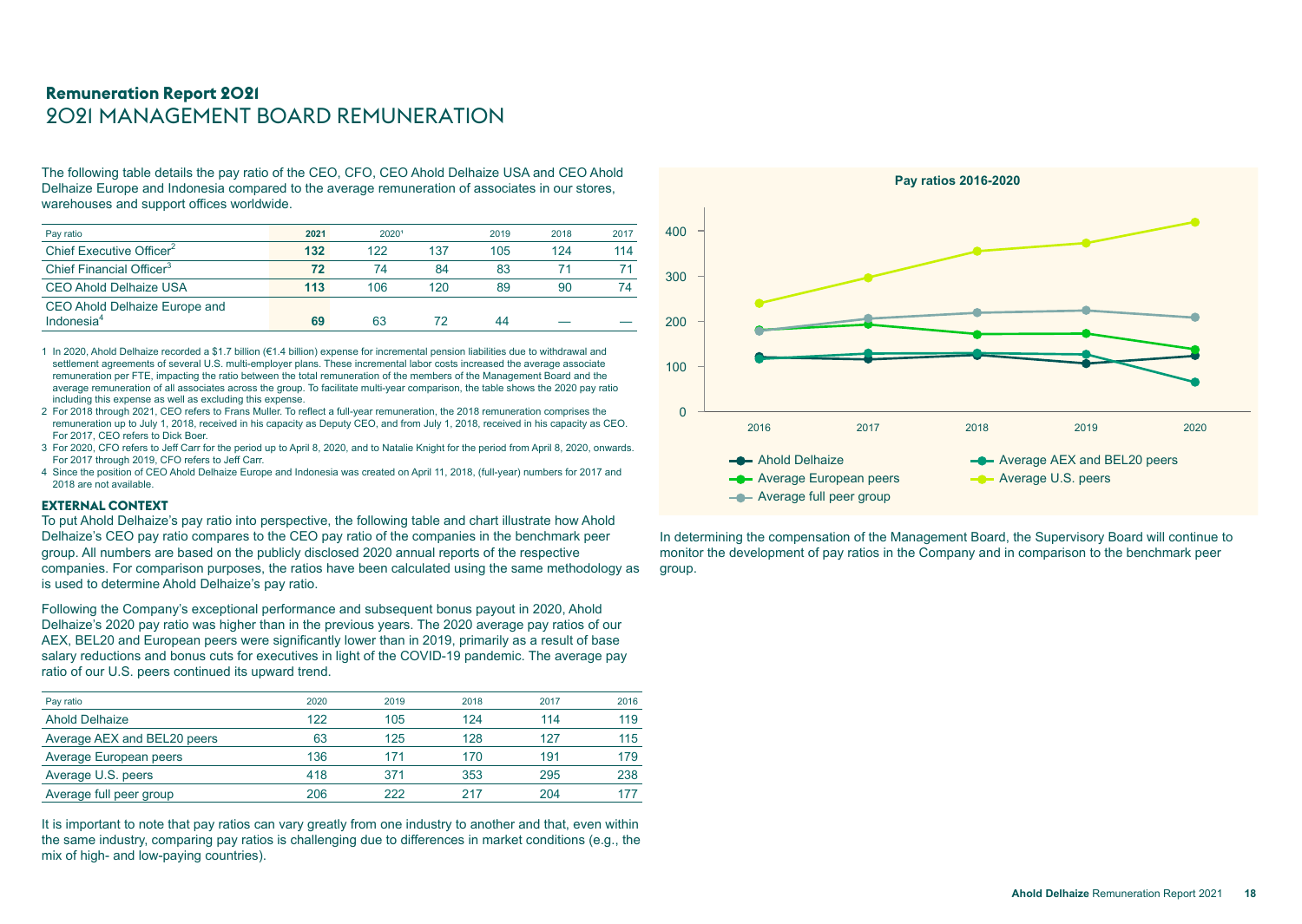## Remuneration Report 2021

# 2021 MANAGEMENT BOARD REMUNERATION

The following table details the pay ratio of the CEO, CFO, CEO Ahold Delhaize USA and CEO Ahold Delhaize Europe and Indonesia compared to the average remuneration of associates in our stores, warehouses and support offices worldwide.

| Pay ratio | 2021 | 2020[1] | | 2019 | 2018 | 2017 |
|---|---|---|---|---|---|---|
| Chief Executive Officer[2] | **132** | 122 | 137 | 105 | 124 | 114 |
| Chief Financial Officer[3] | **72** | 74 | 84 | 83 | 71 | 71 |
| CEO Ahold Delhaize USA | **113** | 106 | 120 | 89 | 90 | 74 |
| CEO Ahold Delhaize Europe and Indonesia[4] | **69** | 63 | 72 | 44 | — | — |

1 In 2020, Ahold Delhaize recorded a $1.7 billion (€1.4 billion) expense for incremental pension liabilities due to withdrawal and settlement agreements of several U.S. multi-employer plans. These incremental labor costs increased the average associate remuneration per FTE, impacting the ratio between the total remuneration of the members of the Management Board and the average remuneration of all associates across the group. To facilitate multi-year comparison, the table shows the 2020 pay ratio including this expense as well as excluding this expense.

2 For 2018 through 2021, CEO refers to Frans Muller. To reflect a full-year remuneration, the 2018 remuneration comprises the remuneration up to July 1, 2018, received in his capacity as Deputy CEO, and from July 1, 2018, received in his capacity as CEO. For 2017, CEO refers to Dick Boer.

3 For 2020, CFO refers to Jeff Carr for the period up to April 8, 2020, and to Natalie Knight for the period from April 8, 2020, onwards. For 2017 through 2019, CFO refers to Jeff Carr.

4 Since the position of CEO Ahold Delhaize Europe and Indonesia was created on April 11, 2018, (full-year) numbers for 2017 and 2018 are not available.

### EXTERNAL CONTEXT

To put Ahold Delhaize's pay ratio into perspective, the following table and chart illustrate how Ahold Delhaize's CEO pay ratio compares to the CEO pay ratio of the companies in the benchmark peer group. All numbers are based on the publicly disclosed 2020 annual reports of the respective companies. For comparison purposes, the ratios have been calculated using the same methodology as is used to determine Ahold Delhaize's pay ratio.

Following the Company's exceptional performance and subsequent bonus payout in 2020, Ahold Delhaize's 2020 pay ratio was higher than in the previous years. The 2020 average pay ratios of our AEX, BEL20 and European peers were significantly lower than in 2019, primarily as a result of base salary reductions and bonus cuts for executives in light of the COVID-19 pandemic. The average pay ratio of our U.S. peers continued its upward trend.

| Pay ratio | 2020 | 2019 | 2018 | 2017 | 2016 |
|---|---|---|---|---|---|
| Ahold Delhaize | 122 | 105 | 124 | 114 | 119 |
| Average AEX and BEL20 peers | 63 | 125 | 128 | 127 | 115 |
| Average European peers | 136 | 171 | 170 | 191 | 179 |
| Average U.S. peers | 418 | 371 | 353 | 295 | 238 |
| Average full peer group | 206 | 222 | 217 | 204 | 177 |

It is important to note that pay ratios can vary greatly from one industry to another and that, even within the same industry, comparing pay ratios is challenging due to differences in market conditions (e.g., the mix of high- and low-paying countries).

**Pay ratios 2016-2020**

In determining the compensation of the Management Board, the Supervisory Board will continue to monitor the development of pay ratios in the Company and in comparison to the benchmark peer group.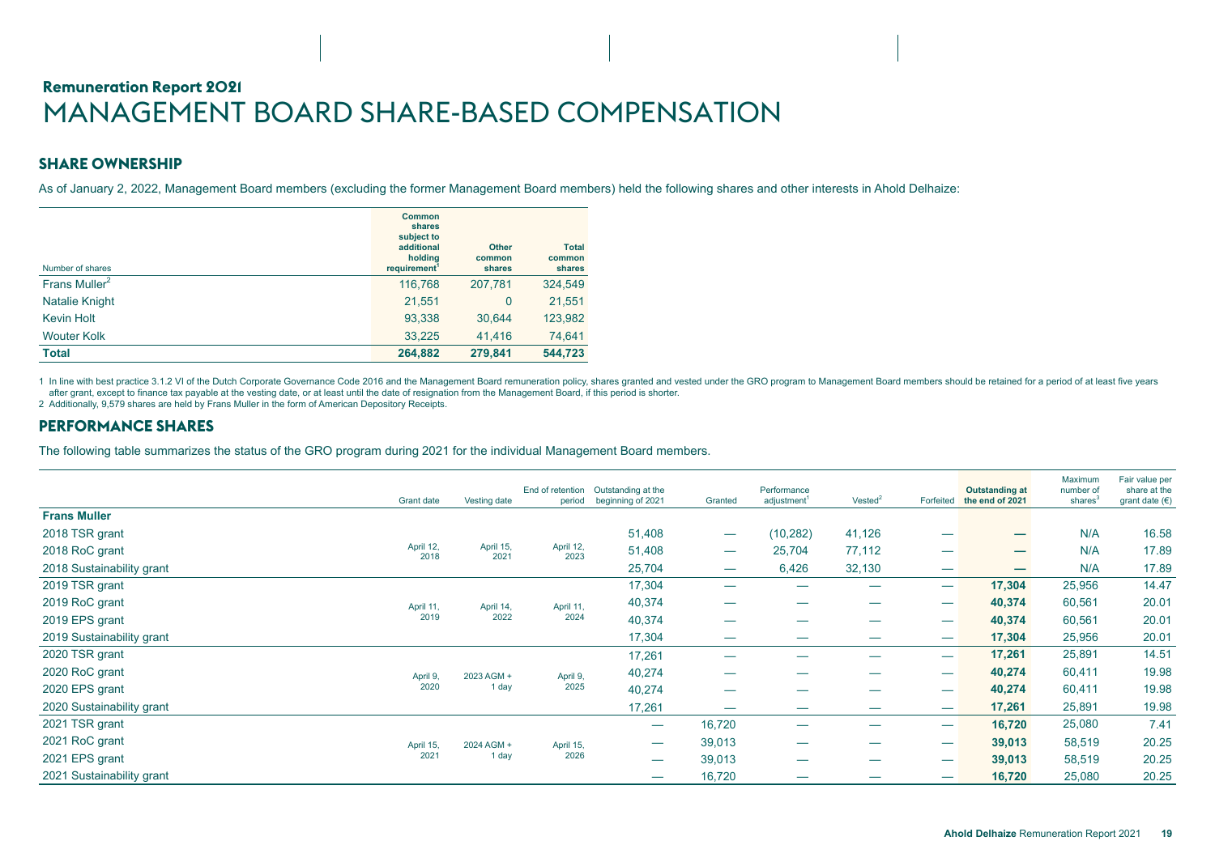## Remuneration Report 2021

# MANAGEMENT BOARD SHARE-BASED COMPENSATION

## SHARE OWNERSHIP

As of January 2, 2022, Management Board members (excluding the former Management Board members) held the following shares and other interests in Ahold Delhaize:

| Number of shares | Common shares subject to additional holding requirement[1] | Other common shares | Total common shares |
|---|---|---|---|
| Frans Muller[2] | 116,768 | 207,781 | 324,549 |
| Natalie Knight | 21,551 | 0 | 21,551 |
| Kevin Holt | 93,338 | 30,644 | 123,982 |
| Wouter Kolk | 33,225 | 41,416 | 74,641 |
| **Total** | **264,882** | **279,841** | **544,723** |

1 In line with best practice 3.1.2 VI of the Dutch Corporate Governance Code 2016 and the Management Board remuneration policy, shares granted and vested under the GRO program to Management Board members should be retained for a period of at least five years after grant, except to finance tax payable at the vesting date, or at least until the date of resignation from the Management Board, if this period is shorter.
2 Additionally, 9,579 shares are held by Frans Muller in the form of American Depository Receipts.

## PERFORMANCE SHARES

The following table summarizes the status of the GRO program during 2021 for the individual Management Board members.

| | Grant date | Vesting date | End of retention period | Outstanding at the beginning of 2021 | Granted | Performance adjustment[1] | Vested[2] | Forfeited | Outstanding at the end of 2021 | Maximum number of shares[3] | Fair value per share at the grant date (€) |
|---|---|---|---|---|---|---|---|---|---|---|---|
| **Frans Muller** | | | | | | | | | | | |
| 2018 TSR grant | April 12, 2018 | April 15, 2021 | April 12, 2023 | 51,408 | — | (10,282) | 41,126 | — | — | N/A | 16.58 |
| 2018 RoC grant | April 12, 2018 | April 15, 2021 | April 12, 2023 | 51,408 | — | 25,704 | 77,112 | — | — | N/A | 17.89 |
| 2018 Sustainability grant | April 12, 2018 | April 15, 2021 | April 12, 2023 | 25,704 | — | 6,426 | 32,130 | — | — | N/A | 17.89 |
| 2019 TSR grant | April 11, 2019 | April 14, 2022 | April 11, 2024 | 17,304 | — | — | — | — | **17,304** | 25,956 | 14.47 |
| 2019 RoC grant | April 11, 2019 | April 14, 2022 | April 11, 2024 | 40,374 | — | — | — | — | **40,374** | 60,561 | 20.01 |
| 2019 EPS grant | April 11, 2019 | April 14, 2022 | April 11, 2024 | 40,374 | — | — | — | — | **40,374** | 60,561 | 20.01 |
| 2019 Sustainability grant | April 11, 2019 | April 14, 2022 | April 11, 2024 | 17,304 | — | — | — | — | **17,304** | 25,956 | 20.01 |
| 2020 TSR grant | April 9, 2020 | 2023 AGM + 1 day | April 9, 2025 | 17,261 | — | — | — | — | **17,261** | 25,891 | 14.51 |
| 2020 RoC grant | April 9, 2020 | 2023 AGM + 1 day | April 9, 2025 | 40,274 | — | — | — | — | **40,274** | 60,411 | 19.98 |
| 2020 EPS grant | April 9, 2020 | 2023 AGM + 1 day | April 9, 2025 | 40,274 | — | — | — | — | **40,274** | 60,411 | 19.98 |
| 2020 Sustainability grant | April 9, 2020 | 2023 AGM + 1 day | April 9, 2025 | 17,261 | — | — | — | — | **17,261** | 25,891 | 19.98 |
| 2021 TSR grant | April 15, 2021 | 2024 AGM + 1 day | April 15, 2026 | — | 16,720 | — | — | — | **16,720** | 25,080 | 7.41 |
| 2021 RoC grant | April 15, 2021 | 2024 AGM + 1 day | April 15, 2026 | — | 39,013 | — | — | — | **39,013** | 58,519 | 20.25 |
| 2021 EPS grant | April 15, 2021 | 2024 AGM + 1 day | April 15, 2026 | — | 39,013 | — | — | — | **39,013** | 58,519 | 20.25 |
| 2021 Sustainability grant | April 15, 2021 | 2024 AGM + 1 day | April 15, 2026 | — | 16,720 | — | — | — | **16,720** | 25,080 | 20.25 |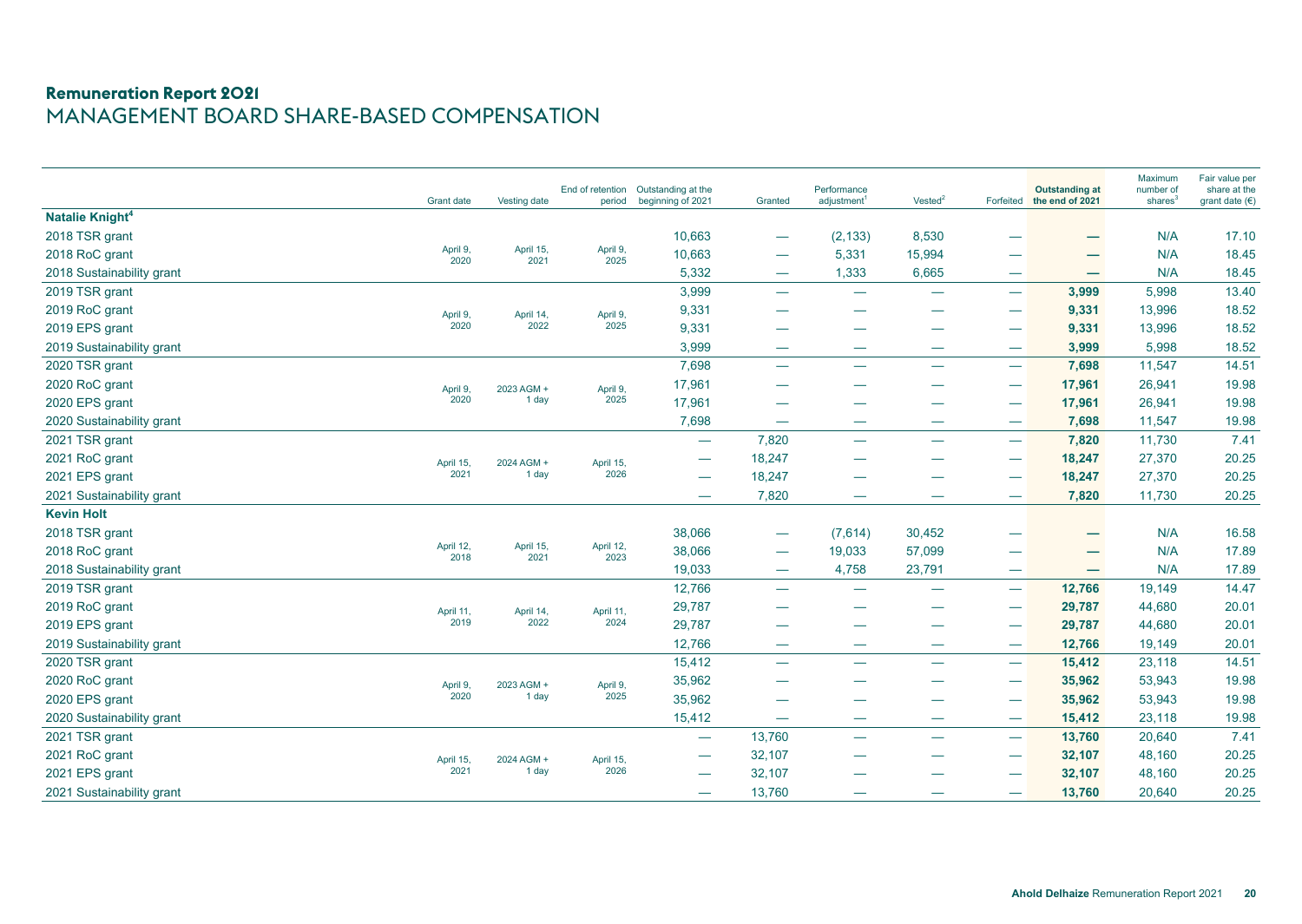## Remuneration Report 2021

# MANAGEMENT BOARD SHARE-BASED COMPENSATION

| | Grant date | Vesting date | End of retention period | Outstanding at the beginning of 2021 | Granted | Performance adjustment[1] | Vested[2] | Forfeited | **Outstanding at the end of 2021** | Maximum number of shares[3] | Fair value per share at the grant date (€) |
|---|---|---|---|---|---|---|---|---|---|---|---|
| **Natalie Knight[4]** | | | | | | | | | | | |
| 2018 TSR grant | April 9, 2020 | April 15, 2021 | April 9, 2025 | 10,663 | — | (2,133) | 8,530 | — | **—** | N/A | 17.10 |
| 2018 RoC grant | | | | 10,663 | — | 5,331 | 15,994 | — | **—** | N/A | 18.45 |
| 2018 Sustainability grant | | | | 5,332 | — | 1,333 | 6,665 | — | **—** | N/A | 18.45 |
| 2019 TSR grant | April 9, 2020 | April 14, 2022 | April 9, 2025 | 3,999 | — | — | — | — | **3,999** | 5,998 | 13.40 |
| 2019 RoC grant | | | | 9,331 | — | — | — | — | **9,331** | 13,996 | 18.52 |
| 2019 EPS grant | | | | 9,331 | — | — | — | — | **9,331** | 13,996 | 18.52 |
| 2019 Sustainability grant | | | | 3,999 | — | — | — | — | **3,999** | 5,998 | 18.52 |
| 2020 TSR grant | April 9, 2020 | 2023 AGM + 1 day | April 9, 2025 | 7,698 | — | — | — | — | **7,698** | 11,547 | 14.51 |
| 2020 RoC grant | | | | 17,961 | — | — | — | — | **17,961** | 26,941 | 19.98 |
| 2020 EPS grant | | | | 17,961 | — | — | — | — | **17,961** | 26,941 | 19.98 |
| 2020 Sustainability grant | | | | 7,698 | — | — | — | — | **7,698** | 11,547 | 19.98 |
| 2021 TSR grant | April 15, 2021 | 2024 AGM + 1 day | April 15, 2026 | — | 7,820 | — | — | — | **7,820** | 11,730 | 7.41 |
| 2021 RoC grant | | | | — | 18,247 | — | — | — | **18,247** | 27,370 | 20.25 |
| 2021 EPS grant | | | | — | 18,247 | — | — | — | **18,247** | 27,370 | 20.25 |
| 2021 Sustainability grant | | | | — | 7,820 | — | — | — | **7,820** | 11,730 | 20.25 |
| **Kevin Holt** | | | | | | | | | | | |
| 2018 TSR grant | April 12, 2018 | April 15, 2021 | April 12, 2023 | 38,066 | — | (7,614) | 30,452 | — | **—** | N/A | 16.58 |
| 2018 RoC grant | | | | 38,066 | — | 19,033 | 57,099 | — | **—** | N/A | 17.89 |
| 2018 Sustainability grant | | | | 19,033 | — | 4,758 | 23,791 | — | **—** | N/A | 17.89 |
| 2019 TSR grant | April 11, 2019 | April 14, 2022 | April 11, 2024 | 12,766 | — | — | — | — | **12,766** | 19,149 | 14.47 |
| 2019 RoC grant | | | | 29,787 | — | — | — | — | **29,787** | 44,680 | 20.01 |
| 2019 EPS grant | | | | 29,787 | — | — | — | — | **29,787** | 44,680 | 20.01 |
| 2019 Sustainability grant | | | | 12,766 | — | — | — | — | **12,766** | 19,149 | 20.01 |
| 2020 TSR grant | April 9, 2020 | 2023 AGM + 1 day | April 9, 2025 | 15,412 | — | — | — | — | **15,412** | 23,118 | 14.51 |
| 2020 RoC grant | | | | 35,962 | — | — | — | — | **35,962** | 53,943 | 19.98 |
| 2020 EPS grant | | | | 35,962 | — | — | — | — | **35,962** | 53,943 | 19.98 |
| 2020 Sustainability grant | | | | 15,412 | — | — | — | — | **15,412** | 23,118 | 19.98 |
| 2021 TSR grant | April 15, 2021 | 2024 AGM + 1 day | April 15, 2026 | — | 13,760 | — | — | — | **13,760** | 20,640 | 7.41 |
| 2021 RoC grant | | | | — | 32,107 | — | — | — | **32,107** | 48,160 | 20.25 |
| 2021 EPS grant | | | | — | 32,107 | — | — | — | **32,107** | 48,160 | 20.25 |
| 2021 Sustainability grant | | | | — | 13,760 | — | — | — | **13,760** | 20,640 | 20.25 |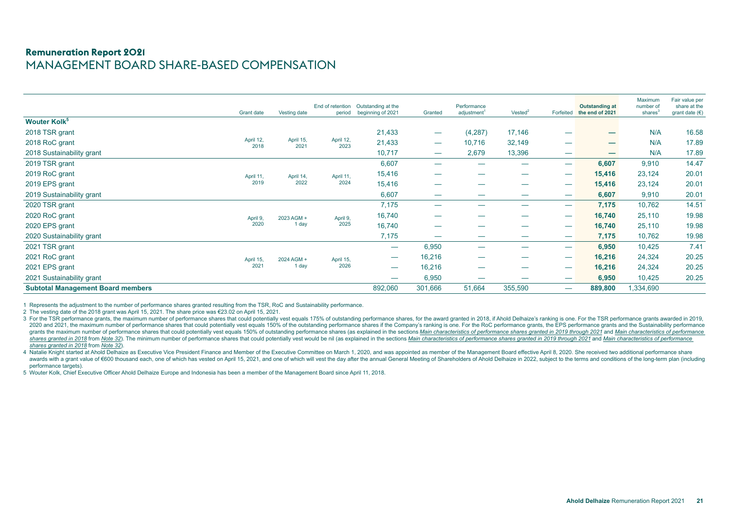**Remuneration Report 2021**

# MANAGEMENT BOARD SHARE-BASED COMPENSATION

| | Grant date | Vesting date | End of retention period | Outstanding at the beginning of 2021 | Granted | Performance adjustment[1] | Vested[2] | Forfeited | **Outstanding at the end of 2021** | Maximum number of shares[3] | Fair value per share at the grant date (€) |
|---|---|---|---|---|---|---|---|---|---|---|---|
| **Wouter Kolk[5]** | | | | | | | | | | | |
| 2018 TSR grant | April 12, 2018 | April 15, 2021 | April 12, 2023 | 21,433 | — | (4,287) | 17,146 | — | **—** | N/A | 16.58 |
| 2018 RoC grant | | | | 21,433 | — | 10,716 | 32,149 | — | **—** | N/A | 17.89 |
| 2018 Sustainability grant | | | | 10,717 | — | 2,679 | 13,396 | — | **—** | N/A | 17.89 |
| 2019 TSR grant | April 11, 2019 | April 14, 2022 | April 11, 2024 | 6,607 | — | — | — | — | **6,607** | 9,910 | 14.47 |
| 2019 RoC grant | | | | 15,416 | — | — | — | — | **15,416** | 23,124 | 20.01 |
| 2019 EPS grant | | | | 15,416 | — | — | — | — | **15,416** | 23,124 | 20.01 |
| 2019 Sustainability grant | | | | 6,607 | — | — | — | — | **6,607** | 9,910 | 20.01 |
| 2020 TSR grant | April 9, 2020 | 2023 AGM + 1 day | April 9, 2025 | 7,175 | — | — | — | — | **7,175** | 10,762 | 14.51 |
| 2020 RoC grant | | | | 16,740 | — | — | — | — | **16,740** | 25,110 | 19.98 |
| 2020 EPS grant | | | | 16,740 | — | — | — | — | **16,740** | 25,110 | 19.98 |
| 2020 Sustainability grant | | | | 7,175 | — | — | — | — | **7,175** | 10,762 | 19.98 |
| 2021 TSR grant | April 15, 2021 | 2024 AGM + 1 day | April 15, 2026 | — | 6,950 | — | — | — | **6,950** | 10,425 | 7.41 |
| 2021 RoC grant | | | | — | 16,216 | — | — | — | **16,216** | 24,324 | 20.25 |
| 2021 EPS grant | | | | — | 16,216 | — | — | — | **16,216** | 24,324 | 20.25 |
| 2021 Sustainability grant | | | | — | 6,950 | — | — | — | **6,950** | 10,425 | 20.25 |
| **Subtotal Management Board members** | | | | 892,060 | 301,666 | 51,664 | 355,590 | — | **889,800** | 1,334,690 | |

1 Represents the adjustment to the number of performance shares granted resulting from the TSR, RoC and Sustainability performance.

2 The vesting date of the 2018 grant was April 15, 2021. The share price was €23.02 on April 15, 2021.

3 For the TSR performance grants, the maximum number of performance shares that could potentially vest equals 175% of outstanding performance shares, for the award granted in 2018, if Ahold Delhaize's ranking is one. For the TSR performance grants awarded in 2019, 2020 and 2021, the maximum number of performance shares that could potentially vest equals 150% of the outstanding performance shares if the Company's ranking is one. For the RoC performance grants, the EPS performance grants and the Sustainability performance grants the maximum number of performance shares that could potentially vest equals 150% of outstanding performance shares (as explained in the sections *Main characteristics of performance shares granted in 2019 through 2021* and *Main characteristics of performance shares granted in 2018* from *Note 32*). The minimum number of performance shares that could potentially vest would be nil (as explained in the sections *Main characteristics of performance shares granted in 2019 through 2021* and *Main characteristics of performance shares granted in 2018* from *Note 32*).

4 Natalie Knight started at Ahold Delhaize as Executive Vice President Finance and Member of the Executive Committee on March 1, 2020, and was appointed as member of the Management Board effective April 8, 2020. She received two additional performance share awards with a grant value of €600 thousand each, one of which has vested on April 15, 2021, and one of which will vest the day after the annual General Meeting of Shareholders of Ahold Delhaize in 2022, subject to the terms and conditions of the long-term plan (including performance targets).

5 Wouter Kolk, Chief Executive Officer Ahold Delhaize Europe and Indonesia has been a member of the Management Board since April 11, 2018.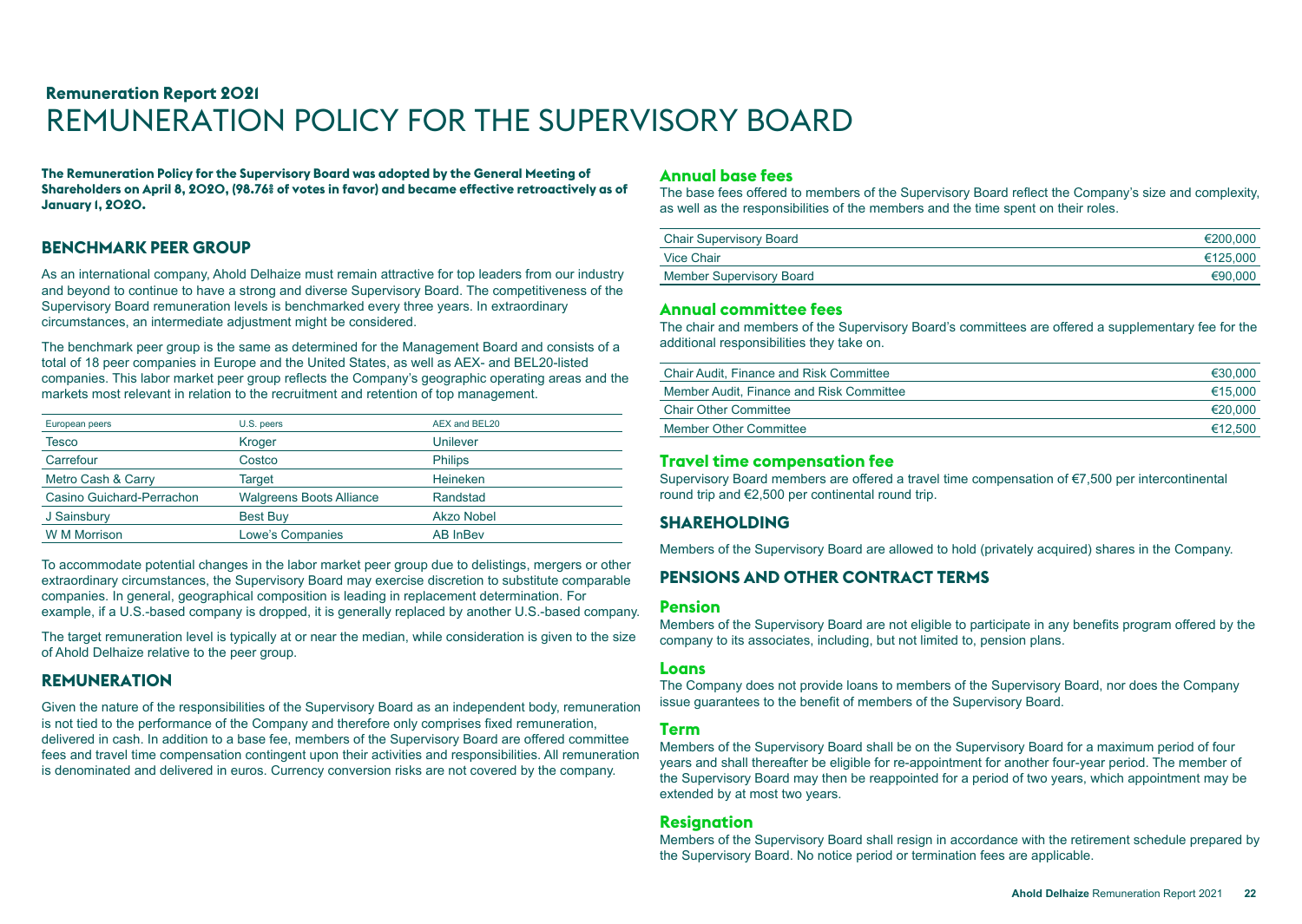## Remuneration Report 2021

# REMUNERATION POLICY FOR THE SUPERVISORY BOARD

**The Remuneration Policy for the Supervisory Board was adopted by the General Meeting of Shareholders on April 8, 2020, (98.76% of votes in favor) and became effective retroactively as of January 1, 2020.**

## BENCHMARK PEER GROUP

As an international company, Ahold Delhaize must remain attractive for top leaders from our industry and beyond to continue to have a strong and diverse Supervisory Board. The competitiveness of the Supervisory Board remuneration levels is benchmarked every three years. In extraordinary circumstances, an intermediate adjustment might be considered.

The benchmark peer group is the same as determined for the Management Board and consists of a total of 18 peer companies in Europe and the United States, as well as AEX- and BEL20-listed companies. This labor market peer group reflects the Company's geographic operating areas and the markets most relevant in relation to the recruitment and retention of top management.

| European peers | U.S. peers | AEX and BEL20 |
| --- | --- | --- |
| Tesco | Kroger | Unilever |
| Carrefour | Costco | Philips |
| Metro Cash & Carry | Target | Heineken |
| Casino Guichard-Perrachon | Walgreens Boots Alliance | Randstad |
| J Sainsbury | Best Buy | Akzo Nobel |
| W M Morrison | Lowe's Companies | AB InBev |

To accommodate potential changes in the labor market peer group due to delistings, mergers or other extraordinary circumstances, the Supervisory Board may exercise discretion to substitute comparable companies. In general, geographical composition is leading in replacement determination. For example, if a U.S.-based company is dropped, it is generally replaced by another U.S.-based company.

The target remuneration level is typically at or near the median, while consideration is given to the size of Ahold Delhaize relative to the peer group.

## REMUNERATION

Given the nature of the responsibilities of the Supervisory Board as an independent body, remuneration is not tied to the performance of the Company and therefore only comprises fixed remuneration, delivered in cash. In addition to a base fee, members of the Supervisory Board are offered committee fees and travel time compensation contingent upon their activities and responsibilities. All remuneration is denominated and delivered in euros. Currency conversion risks are not covered by the company.

### Annual base fees

The base fees offered to members of the Supervisory Board reflect the Company's size and complexity, as well as the responsibilities of the members and the time spent on their roles.

| | |
| --- | ---: |
| Chair Supervisory Board | €200,000 |
| Vice Chair | €125,000 |
| Member Supervisory Board | €90,000 |

### Annual committee fees

The chair and members of the Supervisory Board's committees are offered a supplementary fee for the additional responsibilities they take on.

| | |
| --- | ---: |
| Chair Audit, Finance and Risk Committee | €30,000 |
| Member Audit, Finance and Risk Committee | €15,000 |
| Chair Other Committee | €20,000 |
| Member Other Committee | €12,500 |

### Travel time compensation fee

Supervisory Board members are offered a travel time compensation of €7,500 per intercontinental round trip and €2,500 per continental round trip.

## SHAREHOLDING

Members of the Supervisory Board are allowed to hold (privately acquired) shares in the Company.

## PENSIONS AND OTHER CONTRACT TERMS

### Pension

Members of the Supervisory Board are not eligible to participate in any benefits program offered by the company to its associates, including, but not limited to, pension plans.

### Loans

The Company does not provide loans to members of the Supervisory Board, nor does the Company issue guarantees to the benefit of members of the Supervisory Board.

### Term

Members of the Supervisory Board shall be on the Supervisory Board for a maximum period of four years and shall thereafter be eligible for re-appointment for another four-year period. The member of the Supervisory Board may then be reappointed for a period of two years, which appointment may be extended by at most two years.

### Resignation

Members of the Supervisory Board shall resign in accordance with the retirement schedule prepared by the Supervisory Board. No notice period or termination fees are applicable.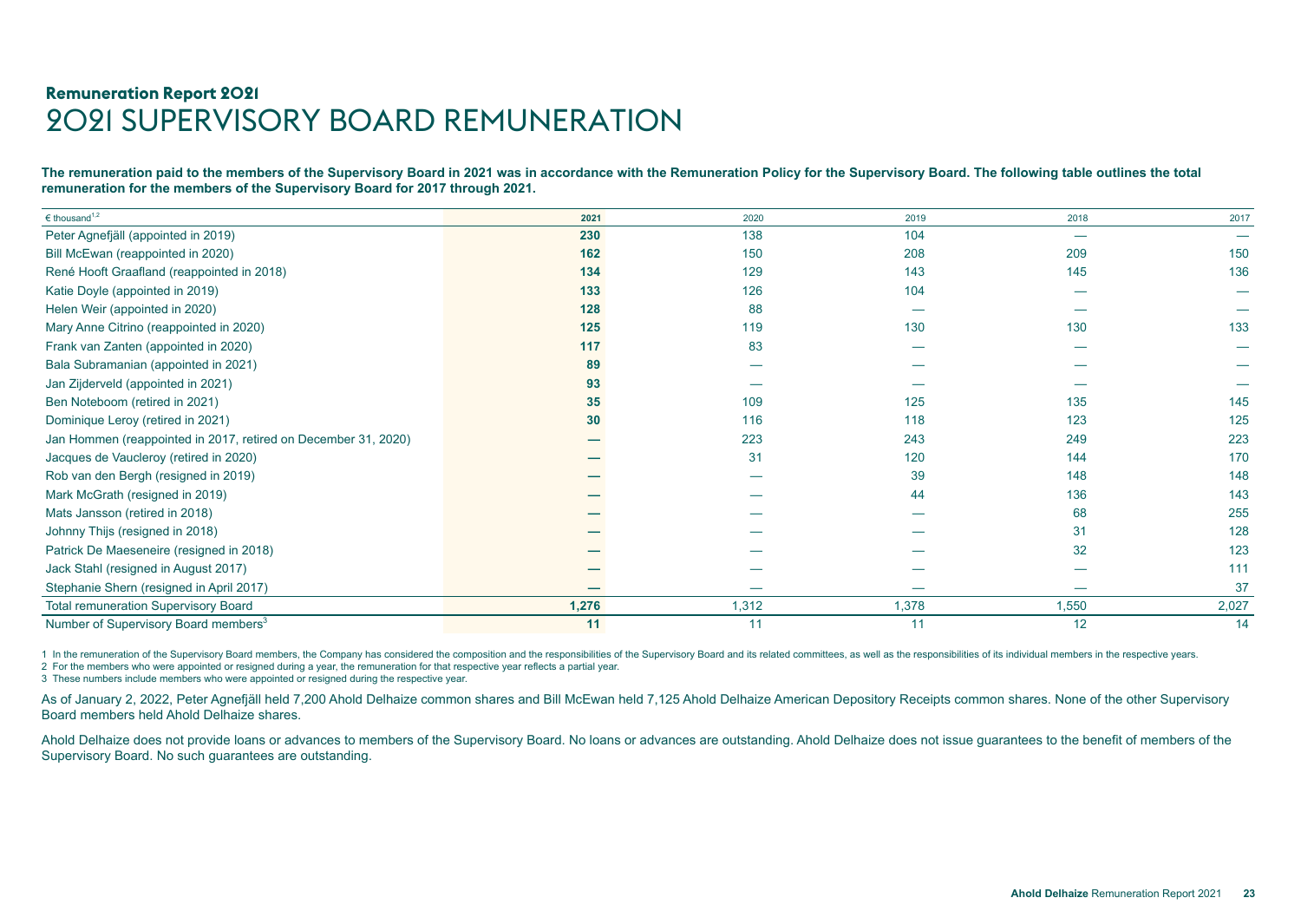**Remuneration Report 2021**

# 2021 SUPERVISORY BOARD REMUNERATION

**The remuneration paid to the members of the Supervisory Board in 2021 was in accordance with the Remuneration Policy for the Supervisory Board. The following table outlines the total remuneration for the members of the Supervisory Board for 2017 through 2021.**

| € thousand[1,2] | 2021 | 2020 | 2019 | 2018 | 2017 |
|---|---|---|---|---|---|
| Peter Agnefjäll (appointed in 2019) | **230** | 138 | 104 | — | — |
| Bill McEwan (reappointed in 2020) | **162** | 150 | 208 | 209 | 150 |
| René Hooft Graafland (reappointed in 2018) | **134** | 129 | 143 | 145 | 136 |
| Katie Doyle (appointed in 2019) | **133** | 126 | 104 | — | — |
| Helen Weir (appointed in 2020) | **128** | 88 | — | — | — |
| Mary Anne Citrino (reappointed in 2020) | **125** | 119 | 130 | 130 | 133 |
| Frank van Zanten (appointed in 2020) | **117** | 83 | — | — | — |
| Bala Subramanian (appointed in 2021) | **89** | — | — | — | — |
| Jan Zijderveld (appointed in 2021) | **93** | — | — | — | — |
| Ben Noteboom (retired in 2021) | **35** | 109 | 125 | 135 | 145 |
| Dominique Leroy (retired in 2021) | **30** | 116 | 118 | 123 | 125 |
| Jan Hommen (reappointed in 2017, retired on December 31, 2020) | **—** | 223 | 243 | 249 | 223 |
| Jacques de Vaucleroy (retired in 2020) | **—** | 31 | 120 | 144 | 170 |
| Rob van den Bergh (resigned in 2019) | **—** | — | 39 | 148 | 148 |
| Mark McGrath (resigned in 2019) | **—** | — | 44 | 136 | 143 |
| Mats Jansson (retired in 2018) | **—** | — | — | 68 | 255 |
| Johnny Thijs (resigned in 2018) | **—** | — | — | 31 | 128 |
| Patrick De Maeseneire (resigned in 2018) | **—** | — | — | 32 | 123 |
| Jack Stahl (resigned in August 2017) | **—** | — | — | — | 111 |
| Stephanie Shern (resigned in April 2017) | **—** | — | — | — | 37 |
| Total remuneration Supervisory Board | **1,276** | 1,312 | 1,378 | 1,550 | 2,027 |
| Number of Supervisory Board members[3] | **11** | 11 | 11 | 12 | 14 |

1 In the remuneration of the Supervisory Board members, the Company has considered the composition and the responsibilities of the Supervisory Board and its related committees, as well as the responsibilities of its individual members in the respective years.
2 For the members who were appointed or resigned during a year, the remuneration for that respective year reflects a partial year.
3 These numbers include members who were appointed or resigned during the respective year.

As of January 2, 2022, Peter Agnefjäll held 7,200 Ahold Delhaize common shares and Bill McEwan held 7,125 Ahold Delhaize American Depository Receipts common shares. None of the other Supervisory Board members held Ahold Delhaize shares.

Ahold Delhaize does not provide loans or advances to members of the Supervisory Board. No loans or advances are outstanding. Ahold Delhaize does not issue guarantees to the benefit of members of the Supervisory Board. No such guarantees are outstanding.